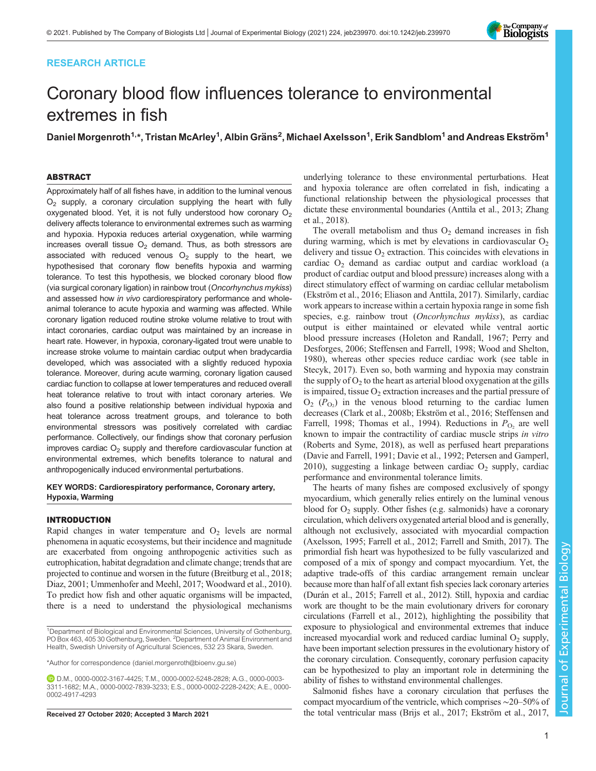RESEARCH ARTICLE

# Coronary blood flow influences tolerance to environmental extremes in fish

**Daniel Morgenroth[1,*], Tristan McArley[1], Albin Gräns[2], Michael Axelsson[1], Erik Sandblom[1] and Andreas Ekström[1]**

## ABSTRACT

Approximately half of all fishes have, in addition to the luminal venous $O_2$ supply, a coronary circulation supplying the heart with fully oxygenated blood. Yet, it is not fully understood how coronary $O_2$ delivery affects tolerance to environmental extremes such as warming and hypoxia. Hypoxia reduces arterial oxygenation, while warming increases overall tissue $O_2$ demand. Thus, as both stressors are associated with reduced venous $O_2$ supply to the heart, we hypothesised that coronary flow benefits hypoxia and warming tolerance. To test this hypothesis, we blocked coronary blood flow (via surgical coronary ligation) in rainbow trout (*Oncorhynchus mykiss*) and assessed how *in vivo* cardiorespiratory performance and whole-animal tolerance to acute hypoxia and warming was affected. While coronary ligation reduced routine stroke volume relative to trout with intact coronaries, cardiac output was maintained by an increase in heart rate. However, in hypoxia, coronary-ligated trout were unable to increase stroke volume to maintain cardiac output when bradycardia developed, which was associated with a slightly reduced hypoxia tolerance. Moreover, during acute warming, coronary ligation caused cardiac function to collapse at lower temperatures and reduced overall heat tolerance relative to trout with intact coronary arteries. We also found a positive relationship between individual hypoxia and heat tolerance across treatment groups, and tolerance to both environmental stressors was positively correlated with cardiac performance. Collectively, our findings show that coronary perfusion improves cardiac $O_2$ supply and therefore cardiovascular function at environmental extremes, which benefits tolerance to natural and anthropogenically induced environmental perturbations.

**KEY WORDS: Cardiorespiratory performance, Coronary artery, Hypoxia, Warming**

## INTRODUCTION

Rapid changes in water temperature and $O_2$ levels are normal phenomena in aquatic ecosystems, but their incidence and magnitude are exacerbated from ongoing anthropogenic activities such as eutrophication, habitat degradation and climate change; trends that are projected to continue and worsen in the future (Breitburg et al., 2018; Diaz, 2001; Ummenhofer and Meehl, 2017; Woodward et al., 2010). To predict how fish and other aquatic organisms will be impacted, there is a need to understand the physiological mechanisms underlying tolerance to these environmental perturbations. Heat and hypoxia tolerance are often correlated in fish, indicating a functional relationship between the physiological processes that dictate these environmental boundaries (Anttila et al., 2013; Zhang et al., 2018).

The overall metabolism and thus $O_2$ demand increases in fish during warming, which is met by elevations in cardiovascular $O_2$ delivery and tissue $O_2$ extraction. This coincides with elevations in cardiac $O_2$ demand as cardiac output and cardiac workload (a product of cardiac output and blood pressure) increases along with a direct stimulatory effect of warming on cardiac cellular metabolism (Ekström et al., 2016; Eliason and Anttila, 2017). Similarly, cardiac work appears to increase within a certain hypoxia range in some fish species, e.g. rainbow trout (*Oncorhynchus mykiss*), as cardiac output is either maintained or elevated while ventral aortic blood pressure increases (Holeton and Randall, 1967; Perry and Desforges, 2006; Steffensen and Farrell, 1998; Wood and Shelton, 1980), whereas other species reduce cardiac work (see table in Stecyk, 2017). Even so, both warming and hypoxia may constrain the supply of $O_2$ to the heart as arterial blood oxygenation at the gills is impaired, tissue $O_2$ extraction increases and the partial pressure of $O_2$ ($P_{O_2}$) in the venous blood returning to the cardiac lumen decreases (Clark et al., 2008b; Ekström et al., 2016; Steffensen and Farrell, 1998; Thomas et al., 1994). Reductions in $P_{O_2}$ are well known to impair the contractility of cardiac muscle strips *in vitro* (Roberts and Syme, 2018), as well as perfused heart preparations (Davie and Farrell, 1991; Davie et al., 1992; Petersen and Gamperl, 2010), suggesting a linkage between cardiac $O_2$ supply, cardiac performance and environmental tolerance limits.

The hearts of many fishes are composed exclusively of spongy myocardium, which generally relies entirely on the luminal venous blood for $O_2$ supply. Other fishes (e.g. salmonids) have a coronary circulation, which delivers oxygenated arterial blood and is generally, although not exclusively, associated with myocardial compaction (Axelsson, 1995; Farrell et al., 2012; Farrell and Smith, 2017). The primordial fish heart was hypothesized to be fully vascularized and composed of a mix of spongy and compact myocardium. Yet, the adaptive trade-offs of this cardiac arrangement remain unclear because more than half of all extant fish species lack coronary arteries (Durán et al., 2015; Farrell et al., 2012). Still, hypoxia and cardiac work are thought to be the main evolutionary drivers for coronary circulations (Farrell et al., 2012), highlighting the possibility that exposure to physiological and environmental extremes that induce increased myocardial work and reduced cardiac luminal $O_2$ supply, have been important selection pressures in the evolutionary history of the coronary circulation. Consequently, coronary perfusion capacity can be hypothesized to play an important role in determining the ability of fishes to withstand environmental challenges.

Salmonid fishes have a coronary circulation that perfuses the compact myocardium of the ventricle, which comprises ∼20–50% of the total ventricular mass (Brijs et al., 2017; Ekström et al., 2017,

[1]Department of Biological and Environmental Sciences, University of Gothenburg, PO Box 463, 405 30 Gothenburg, Sweden. [2]Department of Animal Environment and Health, Swedish University of Agricultural Sciences, 532 23 Skara, Sweden.

*Author for correspondence (daniel.morgenroth@bioenv.gu.se)

D.M., 0000-0002-3167-4425; T.M., 0000-0002-5248-2828; A.G., 0000-0003-3311-1682; M.A., 0000-0002-7839-3233; E.S., 0000-0002-2228-242X; A.E., 0000-0002-4917-4293

Received 27 October 2020; Accepted 3 March 2021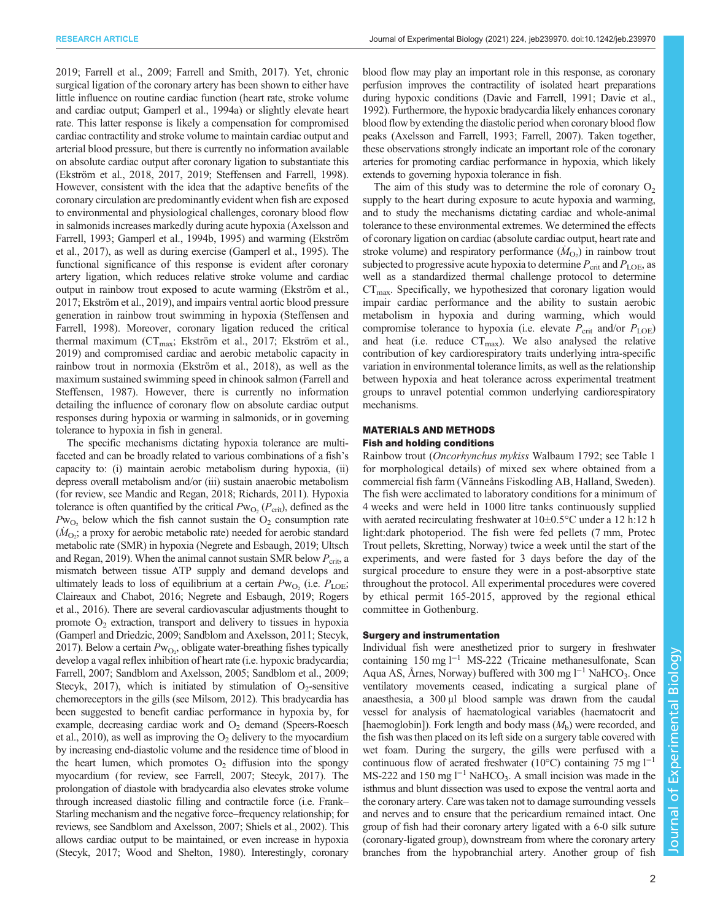2019; Farrell et al., 2009; Farrell and Smith, 2017). Yet, chronic surgical ligation of the coronary artery has been shown to either have little influence on routine cardiac function (heart rate, stroke volume and cardiac output; Gamperl et al., 1994a) or slightly elevate heart rate. This latter response is likely a compensation for compromised cardiac contractility and stroke volume to maintain cardiac output and arterial blood pressure, but there is currently no information available on absolute cardiac output after coronary ligation to substantiate this (Ekström et al., 2018, 2017, 2019; Steffensen and Farrell, 1998). However, consistent with the idea that the adaptive benefits of the coronary circulation are predominantly evident when fish are exposed to environmental and physiological challenges, coronary blood flow in salmonids increases markedly during acute hypoxia (Axelsson and Farrell, 1993; Gamperl et al., 1994b, 1995) and warming (Ekström et al., 2017), as well as during exercise (Gamperl et al., 1995). The functional significance of this response is evident after coronary artery ligation, which reduces relative stroke volume and cardiac output in rainbow trout exposed to acute warming (Ekström et al., 2017; Ekström et al., 2019), and impairs ventral aortic blood pressure generation in rainbow trout swimming in hypoxia (Steffensen and Farrell, 1998). Moreover, coronary ligation reduced the critical thermal maximum ($CT_{max}$; Ekström et al., 2017; Ekström et al., 2019) and compromised cardiac and aerobic metabolic capacity in rainbow trout in normoxia (Ekström et al., 2018), as well as the maximum sustained swimming speed in chinook salmon (Farrell and Steffensen, 1987). However, there is currently no information detailing the influence of coronary flow on absolute cardiac output responses during hypoxia or warming in salmonids, or in governing tolerance to hypoxia in fish in general.

The specific mechanisms dictating hypoxia tolerance are multi-faceted and can be broadly related to various combinations of a fish's capacity to: (i) maintain aerobic metabolism during hypoxia, (ii) depress overall metabolism and/or (iii) sustain anaerobic metabolism (for review, see Mandic and Regan, 2018; Richards, 2011). Hypoxia tolerance is often quantified by the critical $P_{W_{O_2}}$ ($P_{crit}$), defined as the $P_{W_{O_2}}$ below which the fish cannot sustain the $O_2$ consumption rate ($\dot{M}_{O_2}$; a proxy for aerobic metabolic rate) needed for aerobic standard metabolic rate (SMR) in hypoxia (Negrete and Esbaugh, 2019; Ultsch and Regan, 2019). When the animal cannot sustain SMR below $P_{crit}$, a mismatch between tissue ATP supply and demand develops and ultimately leads to loss of equilibrium at a certain $P_{W_{O_2}}$ (i.e. $P_{LOE}$; Claireaux and Chabot, 2016; Negrete and Esbaugh, 2019; Rogers et al., 2016). There are several cardiovascular adjustments thought to promote $O_2$ extraction, transport and delivery to tissues in hypoxia (Gamperl and Driedzic, 2009; Sandblom and Axelsson, 2011; Stecyk, 2017). Below a certain $P_{W_{O_2}}$, obligate water-breathing fishes typically develop a vagal reflex inhibition of heart rate (i.e. hypoxic bradycardia; Farrell, 2007; Sandblom and Axelsson, 2005; Sandblom et al., 2009; Stecyk, 2017), which is initiated by stimulation of $O_2$-sensitive chemoreceptors in the gills (see Milsom, 2012). This bradycardia has been suggested to benefit cardiac performance in hypoxia by, for example, decreasing cardiac work and $O_2$ demand (Speers-Roesch et al., 2010), as well as improving the $O_2$ delivery to the myocardium by increasing end-diastolic volume and the residence time of blood in the heart lumen, which promotes $O_2$ diffusion into the spongy myocardium (for review, see Farrell, 2007; Stecyk, 2017). The prolongation of diastole with bradycardia also elevates stroke volume through increased diastolic filling and contractile force (i.e. Frank–Starling mechanism and the negative force–frequency relationship; for reviews, see Sandblom and Axelsson, 2007; Shiels et al., 2002). This allows cardiac output to be maintained, or even increase in hypoxia (Stecyk, 2017; Wood and Shelton, 1980). Interestingly, coronary blood flow may play an important role in this response, as coronary perfusion improves the contractility of isolated heart preparations during hypoxic conditions (Davie and Farrell, 1991; Davie et al., 1992). Furthermore, the hypoxic bradycardia likely enhances coronary blood flow by extending the diastolic period when coronary blood flow peaks (Axelsson and Farrell, 1993; Farrell, 2007). Taken together, these observations strongly indicate an important role of the coronary arteries for promoting cardiac performance in hypoxia, which likely extends to governing hypoxia tolerance in fish.

The aim of this study was to determine the role of coronary $O_2$ supply to the heart during exposure to acute hypoxia and warming, and to study the mechanisms dictating cardiac and whole-animal tolerance to these environmental extremes. We determined the effects of coronary ligation on cardiac (absolute cardiac output, heart rate and stroke volume) and respiratory performance ($\dot{M}_{O_2}$) in rainbow trout subjected to progressive acute hypoxia to determine $P_{crit}$ and $P_{LOE}$, as well as a standardized thermal challenge protocol to determine $CT_{max}$. Specifically, we hypothesized that coronary ligation would impair cardiac performance and the ability to sustain aerobic metabolism in hypoxia and during warming, which would compromise tolerance to hypoxia (i.e. elevate $P_{crit}$ and/or $P_{LOE}$) and heat (i.e. reduce $CT_{max}$). We also analysed the relative contribution of key cardiorespiratory traits underlying intra-specific variation in environmental tolerance limits, as well as the relationship between hypoxia and heat tolerance across experimental treatment groups to unravel potential common underlying cardiorespiratory mechanisms.

## MATERIALS AND METHODS

### Fish and holding conditions

Rainbow trout (*Oncorhynchus mykiss* Walbaum 1792; see Table 1 for morphological details) of mixed sex where obtained from a commercial fish farm (Vänneåns Fiskodling AB, Halland, Sweden). The fish were acclimated to laboratory conditions for a minimum of 4 weeks and were held in 1000 litre tanks continuously supplied with aerated recirculating freshwater at 10±0.5°C under a 12 h:12 h light:dark photoperiod. The fish were fed pellets (7 mm, Protec Trout pellets, Skretting, Norway) twice a week until the start of the experiments, and were fasted for 3 days before the day of the surgical procedure to ensure they were in a post-absorptive state throughout the protocol. All experimental procedures were covered by ethical permit 165-2015, approved by the regional ethical committee in Gothenburg.

### Surgery and instrumentation

Individual fish were anesthetized prior to surgery in freshwater containing 150 mg $l^{-1}$ MS-222 (Tricaine methanesulfonate, Scan Aqua AS, Årnes, Norway) buffered with 300 mg $l^{-1}$ $NaHCO_3$. Once ventilatory movements ceased, indicating a surgical plane of anaesthesia, a 300 µl blood sample was drawn from the caudal vessel for analysis of haematological variables (haematocrit and [haemoglobin]). Fork length and body mass ($M_b$) were recorded, and the fish was then placed on its left side on a surgery table covered with wet foam. During the surgery, the gills were perfused with a continuous flow of aerated freshwater (10°C) containing 75 mg $l^{-1}$ MS-222 and 150 mg $l^{-1}$ $NaHCO_3$. A small incision was made in the isthmus and blunt dissection was used to expose the ventral aorta and the coronary artery. Care was taken not to damage surrounding vessels and nerves and to ensure that the pericardium remained intact. One group of fish had their coronary artery ligated with a 6-0 silk suture (coronary-ligated group), downstream from where the coronary artery branches from the hypobranchial artery. Another group of fish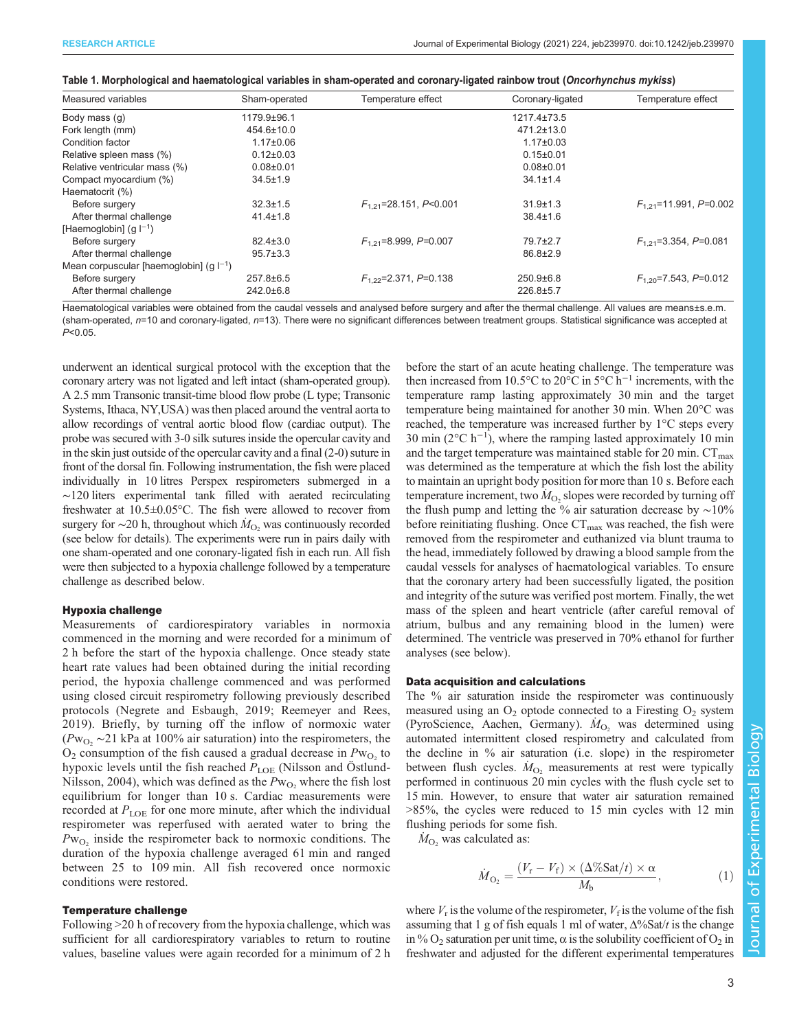**Table 1. Morphological and haematological variables in sham-operated and coronary-ligated rainbow trout (*Oncorhynchus mykiss*)**

| Measured variables | Sham-operated | Temperature effect | Coronary-ligated | Temperature effect |
|---|---|---|---|---|
| Body mass (g) | 1179.9±96.1 | | 1217.4±73.5 | |
| Fork length (mm) | 454.6±10.0 | | 471.2±13.0 | |
| Condition factor | 1.17±0.06 | | 1.17±0.03 | |
| Relative spleen mass (%) | 0.12±0.03 | | 0.15±0.01 | |
| Relative ventricular mass (%) | 0.08±0.01 | | 0.08±0.01 | |
| Compact myocardium (%) | 34.5±1.9 | | 34.1±1.4 | |
| Haematocrit (%) | | | | |
| Before surgery | 32.3±1.5 | $F_{1,21}$=28.151, $P$<0.001 | 31.9±1.3 | $F_{1,21}$=11.991, $P$=0.002 |
| After thermal challenge | 41.4±1.8 | | 38.4±1.6 | |
| [Haemoglobin] (g $l^{-1}$) | | | | |
| Before surgery | 82.4±3.0 | $F_{1,21}$=8.999, $P$=0.007 | 79.7±2.7 | $F_{1,21}$=3.354, $P$=0.081 |
| After thermal challenge | 95.7±3.3 | | 86.8±2.9 | |
| Mean corpuscular [haemoglobin] (g $l^{-1}$) | | | | |
| Before surgery | 257.8±6.5 | $F_{1,22}$=2.371, $P$=0.138 | 250.9±6.8 | $F_{1,20}$=7.543, $P$=0.012 |
| After thermal challenge | 242.0±6.8 | | 226.8±5.7 | |

Haematological variables were obtained from the caudal vessels and analysed before surgery and after the thermal challenge. All values are means±s.e.m. (sham-operated, $n$=10 and coronary-ligated, $n$=13). There were no significant differences between treatment groups. Statistical significance was accepted at $P$<0.05.

underwent an identical surgical protocol with the exception that the coronary artery was not ligated and left intact (sham-operated group). A 2.5 mm Transonic transit-time blood flow probe (L type; Transonic Systems, Ithaca, NY,USA) was then placed around the ventral aorta to allow recordings of ventral aortic blood flow (cardiac output). The probe was secured with 3-0 silk sutures inside the opercular cavity and in the skin just outside of the opercular cavity and a final (2-0) suture in front of the dorsal fin. Following instrumentation, the fish were placed individually in 10 litres Perspex respirometers submerged in a ∼120 liters experimental tank filled with aerated recirculating freshwater at 10.5±0.05°C. The fish were allowed to recover from surgery for ∼20 h, throughout which $\dot{M}_{O_2}$ was continuously recorded (see below for details). The experiments were run in pairs daily with one sham-operated and one coronary-ligated fish in each run. All fish were then subjected to a hypoxia challenge followed by a temperature challenge as described below.

### Hypoxia challenge

Measurements of cardiorespiratory variables in normoxia commenced in the morning and were recorded for a minimum of 2 h before the start of the hypoxia challenge. Once steady state heart rate values had been obtained during the initial recording period, the hypoxia challenge commenced and was performed using closed circuit respirometry following previously described protocols (Negrete and Esbaugh, 2019; Reemeyer and Rees, 2019). Briefly, by turning off the inflow of normoxic water ($Pw_{O_2}$ ∼21 kPa at 100% air saturation) into the respirometers, the $O_2$ consumption of the fish caused a gradual decrease in $Pw_{O_2}$ to hypoxic levels until the fish reached $P_{LOE}$ (Nilsson and Östlund-Nilsson, 2004), which was defined as the $Pw_{O_2}$ where the fish lost equilibrium for longer than 10 s. Cardiac measurements were recorded at $P_{LOE}$ for one more minute, after which the individual respirometer was reperfused with aerated water to bring the $Pw_{O_2}$ inside the respirometer back to normoxic conditions. The duration of the hypoxia challenge averaged 61 min and ranged between 25 to 109 min. All fish recovered once normoxic conditions were restored.

### Temperature challenge

Following >20 h of recovery from the hypoxia challenge, which was sufficient for all cardiorespiratory variables to return to routine values, baseline values were again recorded for a minimum of 2 h before the start of an acute heating challenge. The temperature was then increased from 10.5°C to 20°C in 5°C $h^{-1}$ increments, with the temperature ramp lasting approximately 30 min and the target temperature being maintained for another 30 min. When 20°C was reached, the temperature was increased further by 1°C steps every 30 min (2°C $h^{-1}$), where the ramping lasted approximately 10 min and the target temperature was maintained stable for 20 min. $CT_{max}$ was determined as the temperature at which the fish lost the ability to maintain an upright body position for more than 10 s. Before each temperature increment, two $\dot{M}_{O_2}$ slopes were recorded by turning off the flush pump and letting the % air saturation decrease by ∼10% before reinitiating flushing. Once $CT_{max}$ was reached, the fish were removed from the respirometer and euthanized via blunt trauma to the head, immediately followed by drawing a blood sample from the caudal vessels for analyses of haematological variables. To ensure that the coronary artery had been successfully ligated, the position and integrity of the suture was verified post mortem. Finally, the wet mass of the spleen and heart ventricle (after careful removal of atrium, bulbus and any remaining blood in the lumen) were determined. The ventricle was preserved in 70% ethanol for further analyses (see below).

### Data acquisition and calculations

The % air saturation inside the respirometer was continuously measured using an $O_2$ optode connected to a Firesting $O_2$ system (PyroScience, Aachen, Germany). $\dot{M}_{O_2}$ was determined using automated intermittent closed respirometry and calculated from the decline in % air saturation (i.e. slope) in the respirometer between flush cycles. $\dot{M}_{O_2}$ measurements at rest were typically performed in continuous 20 min cycles with the flush cycle set to 15 min. However, to ensure that water air saturation remained >85%, the cycles were reduced to 15 min cycles with 12 min flushing periods for some fish.

$\dot{M}_{O_2}$ was calculated as:

$$\dot{M}_{O_2} = \frac{(V_r - V_f) \times (\Delta\%\text{Sat}/t) \times \alpha}{M_b}, \tag{1}$$

where $V_r$ is the volume of the respirometer, $V_f$ is the volume of the fish assuming that 1 g of fish equals 1 ml of water, $\Delta\%\text{Sat}/t$ is the change in % $O_2$ saturation per unit time, α is the solubility coefficient of $O_2$ in freshwater and adjusted for the different experimental temperatures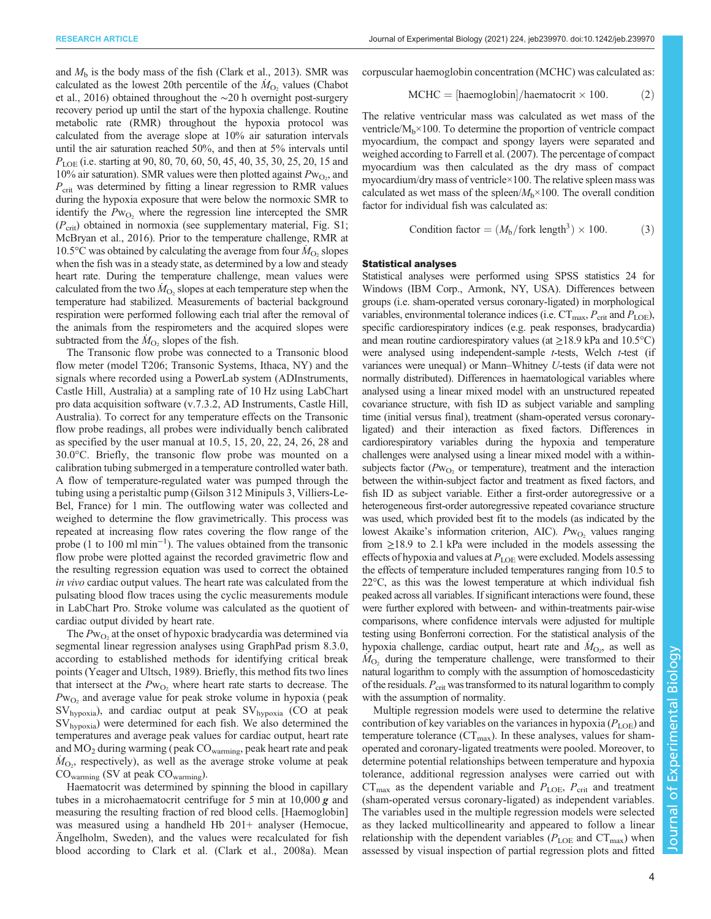and $M_b$ is the body mass of the fish (Clark et al., 2013). SMR was calculated as the lowest 20th percentile of the $\dot{M}_{O_2}$ values (Chabot et al., 2016) obtained throughout the ~20 h overnight post-surgery recovery period up until the start of the hypoxia challenge. Routine metabolic rate (RMR) throughout the hypoxia protocol was calculated from the average slope at 10% air saturation intervals until the air saturation reached 50%, and then at 5% intervals until $P_{LOE}$ (i.e. starting at 90, 80, 70, 60, 50, 45, 40, 35, 30, 25, 20, 15 and 10% air saturation). SMR values were then plotted against $Pw_{O_2}$, and $P_{crit}$ was determined by fitting a linear regression to RMR values during the hypoxia exposure that were below the normoxic SMR to identify the $Pw_{O_2}$ where the regression line intercepted the SMR ($P_{crit}$) obtained in normoxia (see supplementary material, Fig. S1; McBryan et al., 2016). Prior to the temperature challenge, RMR at 10.5°C was obtained by calculating the average from four $\dot{M}_{O_2}$ slopes when the fish was in a steady state, as determined by a low and steady heart rate. During the temperature challenge, mean values were calculated from the two $\dot{M}_{O_2}$ slopes at each temperature step when the temperature had stabilized. Measurements of bacterial background respiration were performed following each trial after the removal of the animals from the respirometers and the acquired slopes were subtracted from the $\dot{M}_{O_2}$ slopes of the fish.

The Transonic flow probe was connected to a Transonic blood flow meter (model T206; Transonic Systems, Ithaca, NY) and the signals where recorded using a PowerLab system (ADInstruments, Castle Hill, Australia) at a sampling rate of 10 Hz using LabChart pro data acquisition software (v.7.3.2, AD Instruments, Castle Hill, Australia). To correct for any temperature effects on the Transonic flow probe readings, all probes were individually bench calibrated as specified by the user manual at 10.5, 15, 20, 22, 24, 26, 28 and 30.0°C. Briefly, the transonic flow probe was mounted on a calibration tubing submerged in a temperature controlled water bath. A flow of temperature-regulated water was pumped through the tubing using a peristaltic pump (Gilson 312 Minipuls 3, Villiers-Le-Bel, France) for 1 min. The outflowing water was collected and weighed to determine the flow gravimetrically. This process was repeated at increasing flow rates covering the flow range of the probe (1 to 100 ml min$^{-1}$). The values obtained from the transonic flow probe were plotted against the recorded gravimetric flow and the resulting regression equation was used to correct the obtained *in vivo* cardiac output values. The heart rate was calculated from the pulsating blood flow traces using the cyclic measurements module in LabChart Pro. Stroke volume was calculated as the quotient of cardiac output divided by heart rate.

The $Pw_{O_2}$ at the onset of hypoxic bradycardia was determined via segmental linear regression analyses using GraphPad prism 8.3.0, according to established methods for identifying critical break points (Yeager and Ultsch, 1989). Briefly, this method fits two lines that intersect at the $Pw_{O_2}$ where heart rate starts to decrease. The $Pw_{O_2}$ and average value for peak stroke volume in hypoxia (peak $SV_{hypoxia}$), and cardiac output at peak $SV_{hypoxia}$ (CO at peak $SV_{hypoxia}$) were determined for each fish. We also determined the temperatures and average peak values for cardiac output, heart rate and $MO_2$ during warming (peak $CO_{warming}$, peak heart rate and peak $\dot{M}_{O_2}$, respectively), as well as the average stroke volume at peak $CO_{warming}$ (SV at peak $CO_{warming}$).

Haematocrit was determined by spinning the blood in capillary tubes in a microhaematocrit centrifuge for 5 min at 10,000 ***g*** and measuring the resulting fraction of red blood cells. [Haemoglobin] was measured using a handheld Hb 201+ analyser (Hemocue, Ängelholm, Sweden), and the values were recalculated for fish blood according to Clark et al. (Clark et al., 2008a). Mean corpuscular haemoglobin concentration (MCHC) was calculated as:

$$\text{MCHC} = [\text{haemoglobin}]/\text{haematocrit} \times 100. \qquad (2)$$

The relative ventricular mass was calculated as wet mass of the ventricle/$M_b$×100. To determine the proportion of ventricle compact myocardium, the compact and spongy layers were separated and weighed according to Farrell et al. (2007). The percentage of compact myocardium was then calculated as the dry mass of compact myocardium/dry mass of ventricle×100. The relative spleen mass was calculated as wet mass of the spleen/$M_b$×100. The overall condition factor for individual fish was calculated as:

$$\text{Condition factor} = (M_b/\text{fork length}^3) \times 100. \qquad (3)$$

### Statistical analyses

Statistical analyses were performed using SPSS statistics 24 for Windows (IBM Corp., Armonk, NY, USA). Differences between groups (i.e. sham-operated versus coronary-ligated) in morphological variables, environmental tolerance indices (i.e. $CT_{max}$, $P_{crit}$ and $P_{LOE}$), specific cardiorespiratory indices (e.g. peak responses, bradycardia) and mean routine cardiorespiratory values (at ≥18.9 kPa and 10.5°C) were analysed using independent-sample *t*-tests, Welch *t*-test (if variances were unequal) or Mann–Whitney *U*-tests (if data were not normally distributed). Differences in haematological variables where analysed using a linear mixed model with an unstructured repeated covariance structure, with fish ID as subject variable and sampling time (initial versus final), treatment (sham-operated versus coronary-ligated) and their interaction as fixed factors. Differences in cardiorespiratory variables during the hypoxia and temperature challenges were analysed using a linear mixed model with a within-subjects factor ($Pw_{O_2}$ or temperature), treatment and the interaction between the within-subject factor and treatment as fixed factors, and fish ID as subject variable. Either a first-order autoregressive or a heterogeneous first-order autoregressive repeated covariance structure was used, which provided best fit to the models (as indicated by the lowest Akaike's information criterion, AIC). $Pw_{O_2}$ values ranging from ≥18.9 to 2.1 kPa were included in the models assessing the effects of hypoxia and values at $P_{LOE}$ were excluded. Models assessing the effects of temperature included temperatures ranging from 10.5 to 22°C, as this was the lowest temperature at which individual fish peaked across all variables. If significant interactions were found, these were further explored with between- and within-treatments pair-wise comparisons, where confidence intervals were adjusted for multiple testing using Bonferroni correction. For the statistical analysis of the hypoxia challenge, cardiac output, heart rate and $\dot{M}_{O_2}$, as well as $\dot{M}_{O_2}$ during the temperature challenge, were transformed to their natural logarithm to comply with the assumption of homoscedasticity of the residuals. $P_{crit}$ was transformed to its natural logarithm to comply with the assumption of normality.

Multiple regression models were used to determine the relative contribution of key variables on the variances in hypoxia ($P_{LOE}$) and temperature tolerance ($CT_{max}$). In these analyses, values for sham-operated and coronary-ligated treatments were pooled. Moreover, to determine potential relationships between temperature and hypoxia tolerance, additional regression analyses were carried out with $CT_{max}$ as the dependent variable and $P_{LOE}$, $P_{crit}$ and treatment (sham-operated versus coronary-ligated) as independent variables. The variables used in the multiple regression models were selected as they lacked multicollinearity and appeared to follow a linear relationship with the dependent variables ($P_{LOE}$ and $CT_{max}$) when assessed by visual inspection of partial regression plots and fitted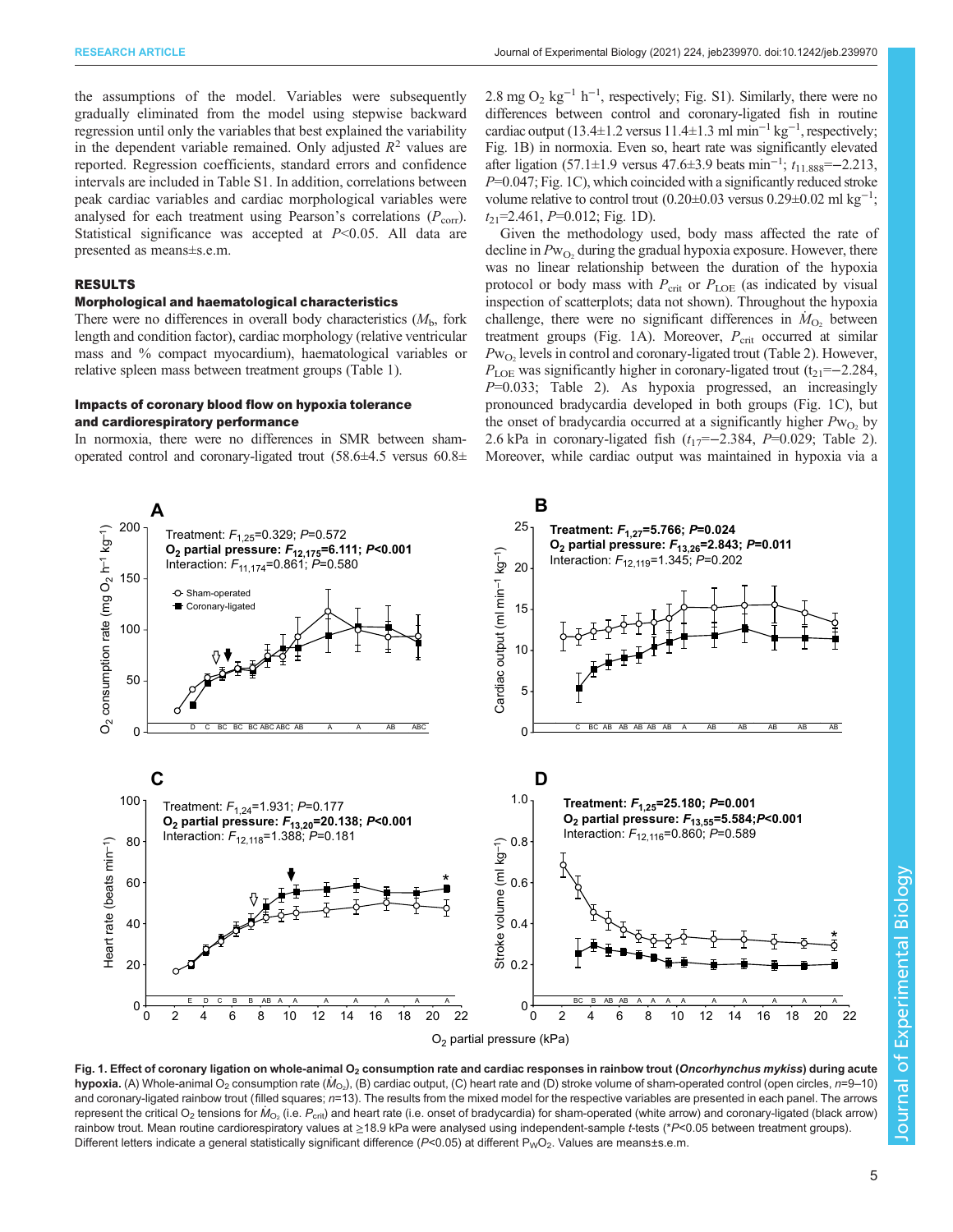the assumptions of the model. Variables were subsequently gradually eliminated from the model using stepwise backward regression until only the variables that best explained the variability in the dependent variable remained. Only adjusted $R^2$ values are reported. Regression coefficients, standard errors and confidence intervals are included in Table S1. In addition, correlations between peak cardiac variables and cardiac morphological variables were analysed for each treatment using Pearson's correlations ($P_{corr}$). Statistical significance was accepted at $P<0.05$. All data are presented as means±s.e.m.

## RESULTS

### Morphological and haematological characteristics

There were no differences in overall body characteristics ($M_b$, fork length and condition factor), cardiac morphology (relative ventricular mass and % compact myocardium), haematological variables or relative spleen mass between treatment groups (Table 1).

### Impacts of coronary blood flow on hypoxia tolerance and cardiorespiratory performance

In normoxia, there were no differences in SMR between sham-operated control and coronary-ligated trout (58.6±4.5 versus 60.8±2.8 mg $O_2$ $kg^{-1}$ $h^{-1}$, respectively; Fig. S1). Similarly, there were no differences between control and coronary-ligated fish in routine cardiac output (13.4±1.2 versus 11.4±1.3 ml $min^{-1}$ $kg^{-1}$, respectively; Fig. 1B) in normoxia. Even so, heart rate was significantly elevated after ligation (57.1±1.9 versus 47.6±3.9 beats $min^{-1}$; $t_{11.888}=-2.213$, $P=0.047$; Fig. 1C), which coincided with a significantly reduced stroke volume relative to control trout (0.20±0.03 versus 0.29±0.02 ml $kg^{-1}$; $t_{21}=2.461$, $P=0.012$; Fig. 1D).

Given the methodology used, body mass affected the rate of decline in $P_{W_{O_2}}$ during the gradual hypoxia exposure. However, there was no linear relationship between the duration of the hypoxia protocol or body mass with $P_{crit}$ or $P_{LOE}$ (as indicated by visual inspection of scatterplots; data not shown). Throughout the hypoxia challenge, there were no significant differences in $\dot{M}_{O_2}$ between treatment groups (Fig. 1A). Moreover, $P_{crit}$ occurred at similar $P_{W_{O_2}}$ levels in control and coronary-ligated trout (Table 2). However, $P_{LOE}$ was significantly higher in coronary-ligated trout ($t_{21}=-2.284$, $P=0.033$; Table 2). As hypoxia progressed, an increasingly pronounced bradycardia developed in both groups (Fig. 1C), but the onset of bradycardia occurred at a significantly higher $P_{W_{O_2}}$ by 2.6 kPa in coronary-ligated fish ($t_{17}=-2.384$, $P=0.029$; Table 2). Moreover, while cardiac output was maintained in hypoxia via a

**Fig. 1. Effect of coronary ligation on whole-animal $O_2$ consumption rate and cardiac responses in rainbow trout (*Oncorhynchus mykiss*) during acute hypoxia.** (A) Whole-animal $O_2$ consumption rate ($\dot{M}_{O_2}$), (B) cardiac output, (C) heart rate and (D) stroke volume of sham-operated control (open circles, $n$=9–10) and coronary-ligated rainbow trout (filled squares; $n$=13). The results from the mixed model for the respective variables are presented in each panel. The arrows represent the critical $O_2$ tensions for $\dot{M}_{O_2}$ (i.e. $P_{crit}$) and heart rate (i.e. onset of bradycardia) for sham-operated (white arrow) and coronary-ligated (black arrow) rainbow trout. Mean routine cardiorespiratory values at ≥18.9 kPa were analysed using independent-sample $t$-tests (*$P$<0.05 between treatment groups). Different letters indicate a general statistically significant difference ($P$<0.05) at different $P_{W}O_2$. Values are means±s.e.m.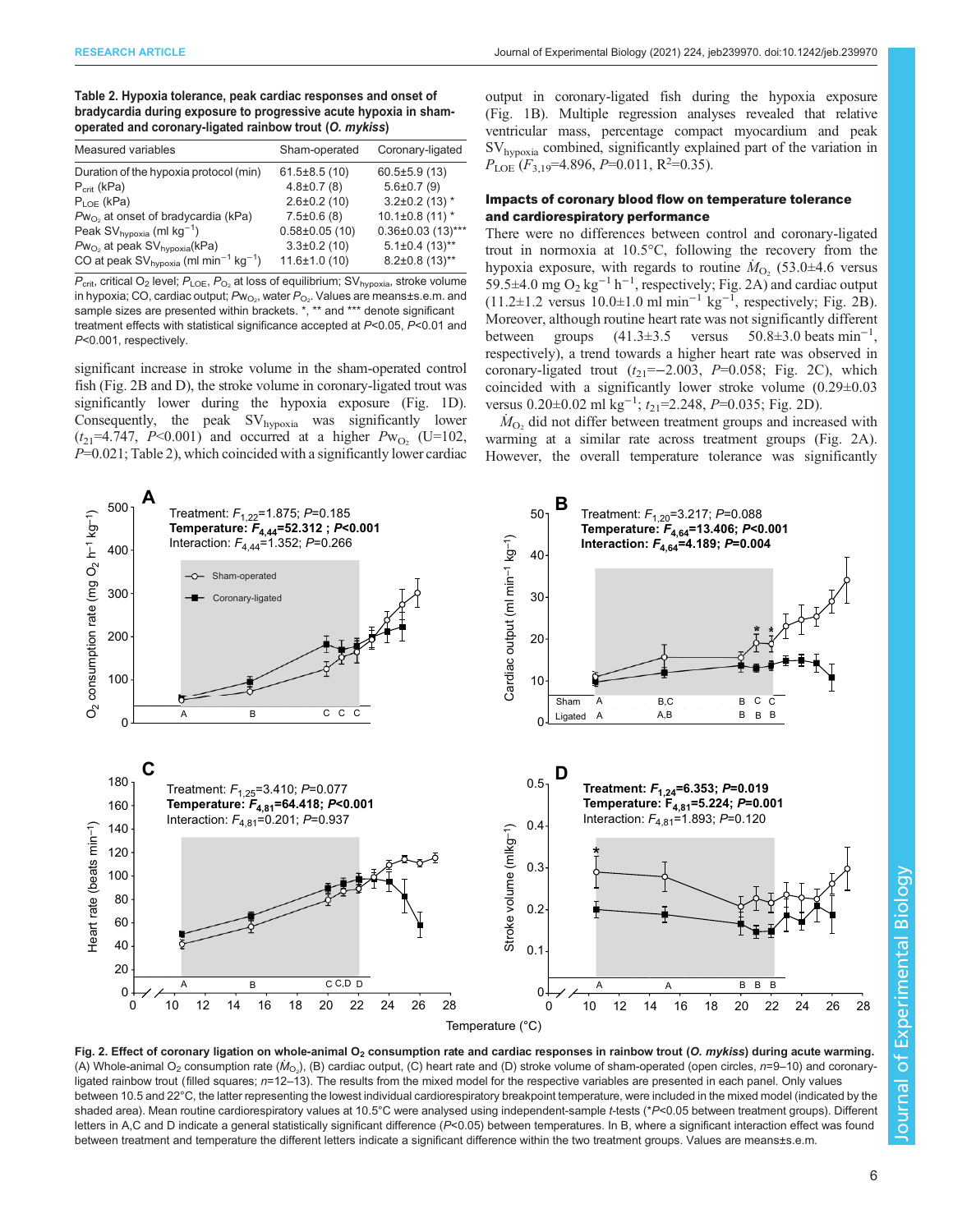**Table 2. Hypoxia tolerance, peak cardiac responses and onset of bradycardia during exposure to progressive acute hypoxia in sham-operated and coronary-ligated rainbow trout (*O. mykiss*)**

| Measured variables | Sham-operated | Coronary-ligated |
|---|---|---|
| Duration of the hypoxia protocol (min) | 61.5±8.5 (10) | 60.5±5.9 (13) |
| $P_{crit}$ (kPa) | 4.8±0.7 (8) | 5.6±0.7 (9) |
| $P_{LOE}$ (kPa) | 2.6±0.2 (10) | 3.2±0.2 (13) * |
| $Pw_{O_2}$ at onset of bradycardia (kPa) | 7.5±0.6 (8) | 10.1±0.8 (11) * |
| Peak $SV_{hypoxia}$ (ml kg$^{-1}$) | 0.58±0.05 (10) | 0.36±0.03 (13)*** |
| $Pw_{O_2}$ at peak $SV_{hypoxia}$(kPa) | 3.3±0.2 (10) | 5.1±0.4 (13)** |
| CO at peak $SV_{hypoxia}$ (ml min$^{-1}$ kg$^{-1}$) | 11.6±1.0 (10) | 8.2±0.8 (13)** |

$P_{crit}$, critical $O_2$ level; $P_{LOE}$, $P_{O_2}$ at loss of equilibrium; $SV_{hypoxia}$, stroke volume in hypoxia; CO, cardiac output; $Pw_{O_2}$, water $P_{O_2}$. Values are means±s.e.m. and sample sizes are presented within brackets. *, ** and *** denote significant treatment effects with statistical significance accepted at $P$<0.05, $P$<0.01 and $P$<0.001, respectively.

significant increase in stroke volume in the sham-operated control fish (Fig. 2B and D), the stroke volume in coronary-ligated trout was significantly lower during the hypoxia exposure (Fig. 1D). Consequently, the peak $SV_{hypoxia}$ was significantly lower ($t_{21}$=4.747, $P$<0.001) and occurred at a higher $Pw_{O_2}$ (U=102, $P$=0.021; Table 2), which coincided with a significantly lower cardiac output in coronary-ligated fish during the hypoxia exposure (Fig. 1B). Multiple regression analyses revealed that relative ventricular mass, percentage compact myocardium and peak $SV_{hypoxia}$ combined, significantly explained part of the variation in $P_{LOE}$ ($F_{3,19}$=4.896, $P$=0.011, $R^2$=0.35).

### Impacts of coronary blood flow on temperature tolerance and cardiorespiratory performance

There were no differences between control and coronary-ligated trout in normoxia at 10.5°C, following the recovery from the hypoxia exposure, with regards to routine $\dot{M}_{O_2}$ (53.0±4.6 versus 59.5±4.0 mg $O_2$ kg$^{-1}$ h$^{-1}$, respectively; Fig. 2A) and cardiac output (11.2±1.2 versus 10.0±1.0 ml min$^{-1}$ kg$^{-1}$, respectively; Fig. 2B). Moreover, although routine heart rate was not significantly different between groups (41.3±3.5 versus 50.8±3.0 beats min$^{-1}$, respectively), a trend towards a higher heart rate was observed in coronary-ligated trout ($t_{21}$=−2.003, $P$=0.058; Fig. 2C), which coincided with a significantly lower stroke volume (0.29±0.03 versus 0.20±0.02 ml kg$^{-1}$; $t_{21}$=2.248, $P$=0.035; Fig. 2D).

$\dot{M}_{O_2}$ did not differ between treatment groups and increased with warming at a similar rate across treatment groups (Fig. 2A). However, the overall temperature tolerance was significantly

**Fig. 2. Effect of coronary ligation on whole-animal $O_2$ consumption rate and cardiac responses in rainbow trout (*O. mykiss*) during acute warming.** (A) Whole-animal $O_2$ consumption rate ($\dot{M}_{O_2}$), (B) cardiac output, (C) heart rate and (D) stroke volume of sham-operated (open circles, $n$=9–10) and coronary-ligated rainbow trout (filled squares; $n$=12–13). The results from the mixed model for the respective variables are presented in each panel. Only values between 10.5 and 22°C, the latter representing the lowest individual cardiorespiratory breakpoint temperature, were included in the mixed model (indicated by the shaded area). Mean routine cardiorespiratory values at 10.5°C were analysed using independent-sample $t$-tests (*$P$<0.05 between treatment groups). Different letters in A,C and D indicate a general statistically significant difference ($P$<0.05) between temperatures. In B, where a significant interaction effect was found between treatment and temperature the different letters indicate a significant difference within the two treatment groups. Values are means±s.e.m.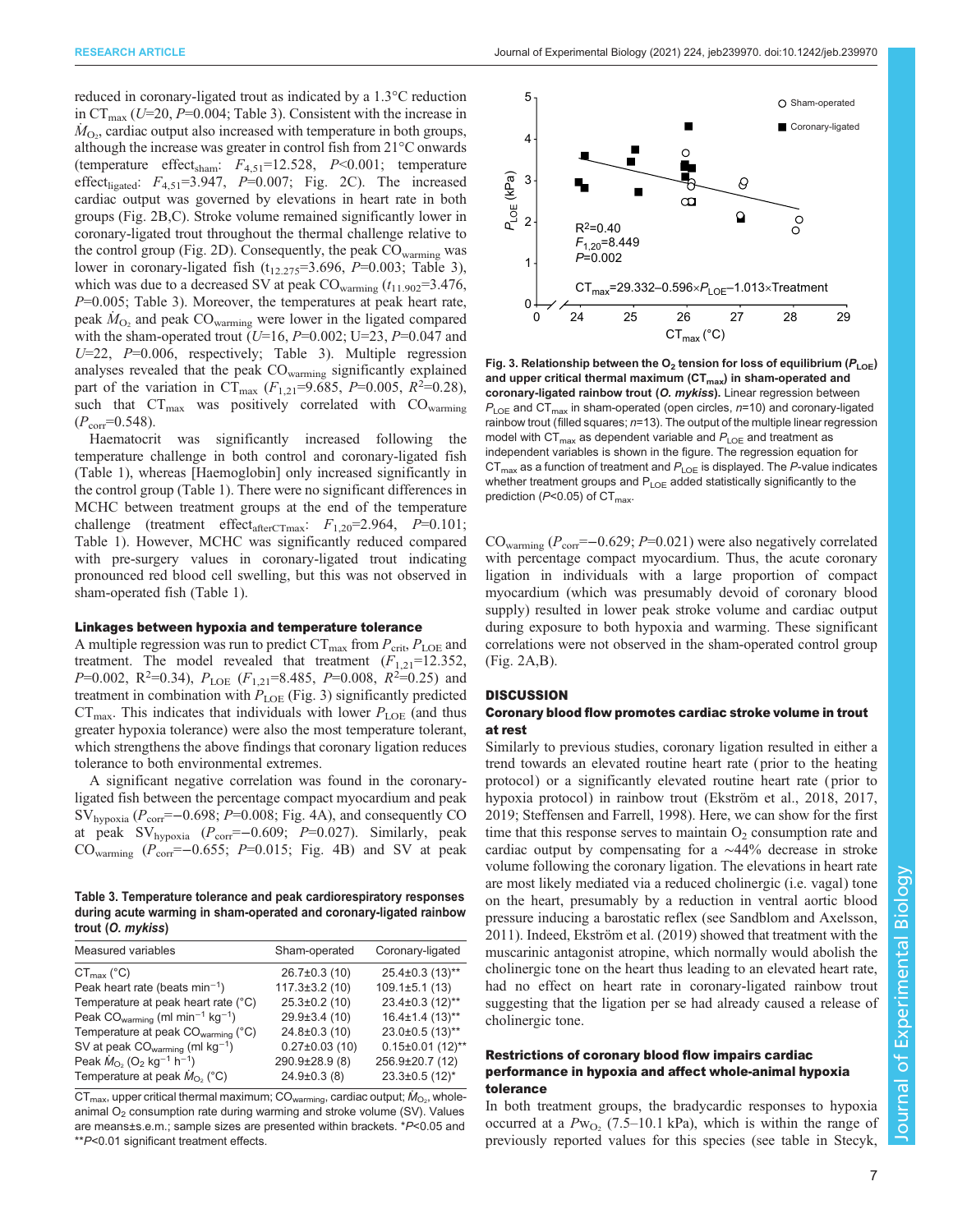reduced in coronary-ligated trout as indicated by a 1.3°C reduction in $CT_{max}$ ($U$=20, $P$=0.004; Table 3). Consistent with the increase in $\dot{M}_{O_2}$, cardiac output also increased with temperature in both groups, although the increase was greater in control fish from 21°C onwards (temperature effect$_{sham}$: $F_{4,51}$=12.528, $P$<0.001; temperature effect$_{ligated}$: $F_{4,51}$=3.947, $P$=0.007; Fig. 2C). The increased cardiac output was governed by elevations in heart rate in both groups (Fig. 2B,C). Stroke volume remained significantly lower in coronary-ligated trout throughout the thermal challenge relative to the control group (Fig. 2D). Consequently, the peak $CO_{warming}$ was lower in coronary-ligated fish ($t_{12.275}$=3.696, $P$=0.003; Table 3), which was due to a decreased SV at peak $CO_{warming}$ ($t_{11.902}$=3.476, $P$=0.005; Table 3). Moreover, the temperatures at peak heart rate, peak $\dot{M}_{O_2}$ and peak $CO_{warming}$ were lower in the ligated compared with the sham-operated trout ($U$=16, $P$=0.002; U=23, $P$=0.047 and $U$=22, $P$=0.006, respectively; Table 3). Multiple regression analyses revealed that the peak $CO_{warming}$ significantly explained part of the variation in $CT_{max}$ ($F_{1,21}$=9.685, $P$=0.005, $R^2$=0.28), such that $CT_{max}$ was positively correlated with $CO_{warming}$ ($P_{corr}$=0.548).

Haematocrit was significantly increased following the temperature challenge in both control and coronary-ligated fish (Table 1), whereas [Haemoglobin] only increased significantly in the control group (Table 1). There were no significant differences in MCHC between treatment groups at the end of the temperature challenge (treatment effect$_{afterCTmax}$: $F_{1,20}$=2.964, $P$=0.101; Table 1). However, MCHC was significantly reduced compared with pre-surgery values in coronary-ligated trout indicating pronounced red blood cell swelling, but this was not observed in sham-operated fish (Table 1).

### Linkages between hypoxia and temperature tolerance

A multiple regression was run to predict $CT_{max}$ from $P_{crit}$, $P_{LOE}$ and treatment. The model revealed that treatment ($F_{1,21}$=12.352, $P$=0.002, $R^2$=0.34), $P_{LOE}$ ($F_{1,21}$=8.485, $P$=0.008, $R^2$=0.25) and treatment in combination with $P_{LOE}$ (Fig. 3) significantly predicted $CT_{max}$. This indicates that individuals with lower $P_{LOE}$ (and thus greater hypoxia tolerance) were also the most temperature tolerant, which strengthens the above findings that coronary ligation reduces tolerance to both environmental extremes.

A significant negative correlation was found in the coronary-ligated fish between the percentage compact myocardium and peak $SV_{hypoxia}$ ($P_{corr}$=−0.698; $P$=0.008; Fig. 4A), and consequently CO at peak $SV_{hypoxia}$ ($P_{corr}$=−0.609; $P$=0.027). Similarly, peak $CO_{warming}$ ($P_{corr}$=−0.655; $P$=0.015; Fig. 4B) and SV at peak $CO_{warming}$ ($P_{corr}$=−0.629; $P$=0.021) were also negatively correlated with percentage compact myocardium. Thus, the acute coronary ligation in individuals with a large proportion of compact myocardium (which was presumably devoid of coronary blood supply) resulted in lower peak stroke volume and cardiac output during exposure to both hypoxia and warming. These significant correlations were not observed in the sham-operated control group (Fig. 2A,B).

**Table 3. Temperature tolerance and peak cardiorespiratory responses during acute warming in sham-operated and coronary-ligated rainbow trout (*O. mykiss*)**

| Measured variables | Sham-operated | Coronary-ligated |
|---|---|---|
| $CT_{max}$ (°C) | 26.7±0.3 (10) | 25.4±0.3 (13)** |
| Peak heart rate (beats min$^{-1}$) | 117.3±3.2 (10) | 109.1±5.1 (13) |
| Temperature at peak heart rate (°C) | 25.3±0.2 (10) | 23.4±0.3 (12)** |
| Peak $CO_{warming}$ (ml min$^{-1}$ kg$^{-1}$) | 29.9±3.4 (10) | 16.4±1.4 (13)** |
| Temperature at peak $CO_{warming}$ (°C) | 24.8±0.3 (10) | 23.0±0.5 (13)** |
| SV at peak $CO_{warming}$ (ml kg$^{-1}$) | 0.27±0.03 (10) | 0.15±0.01 (12)** |
| Peak $\dot{M}_{O_2}$ ($O_2$ kg$^{-1}$ h$^{-1}$) | 290.9±28.9 (8) | 256.9±20.7 (12) |
| Temperature at peak $\dot{M}_{O_2}$ (°C) | 24.9±0.3 (8) | 23.3±0.5 (12)* |

$CT_{max}$, upper critical thermal maximum; $CO_{warming}$, cardiac output; $\dot{M}_{O_2}$, whole-animal $O_2$ consumption rate during warming and stroke volume (SV). Values are means±s.e.m.; sample sizes are presented within brackets. *$P$<0.05 and **$P$<0.01 significant treatment effects.

**Fig. 3. Relationship between the $O_2$ tension for loss of equilibrium ($P_{LOE}$) and upper critical thermal maximum ($CT_{max}$) in sham-operated and coronary-ligated rainbow trout (*O. mykiss*).** Linear regression between $P_{LOE}$ and $CT_{max}$ in sham-operated (open circles, $n$=10) and coronary-ligated rainbow trout (filled squares; $n$=13). The output of the multiple linear regression model with $CT_{max}$ as dependent variable and $P_{LOE}$ and treatment as independent variables is shown in the figure. The regression equation for $CT_{max}$ as a function of treatment and $P_{LOE}$ is displayed. The $P$-value indicates whether treatment groups and $P_{LOE}$ added statistically significantly to the prediction ($P$<0.05) of $CT_{max}$.

## DISCUSSION

### Coronary blood flow promotes cardiac stroke volume in trout at rest

Similarly to previous studies, coronary ligation resulted in either a trend towards an elevated routine heart rate (prior to the heating protocol) or a significantly elevated routine heart rate (prior to hypoxia protocol) in rainbow trout (Ekström et al., 2018, 2017, 2019; Steffensen and Farrell, 1998). Here, we can show for the first time that this response serves to maintain $O_2$ consumption rate and cardiac output by compensating for a ∼44% decrease in stroke volume following the coronary ligation. The elevations in heart rate are most likely mediated via a reduced cholinergic (i.e. vagal) tone on the heart, presumably by a reduction in ventral aortic blood pressure inducing a barostatic reflex (see Sandblom and Axelsson, 2011). Indeed, Ekström et al. (2019) showed that treatment with the muscarinic antagonist atropine, which normally would abolish the cholinergic tone on the heart thus leading to an elevated heart rate, had no effect on heart rate in coronary-ligated rainbow trout suggesting that the ligation per se had already caused a release of cholinergic tone.

### Restrictions of coronary blood flow impairs cardiac performance in hypoxia and affect whole-animal hypoxia tolerance

In both treatment groups, the bradycardic responses to hypoxia occurred at a $P_{wO_2}$ (7.5–10.1 kPa), which is within the range of previously reported values for this species (see table in Stecyk,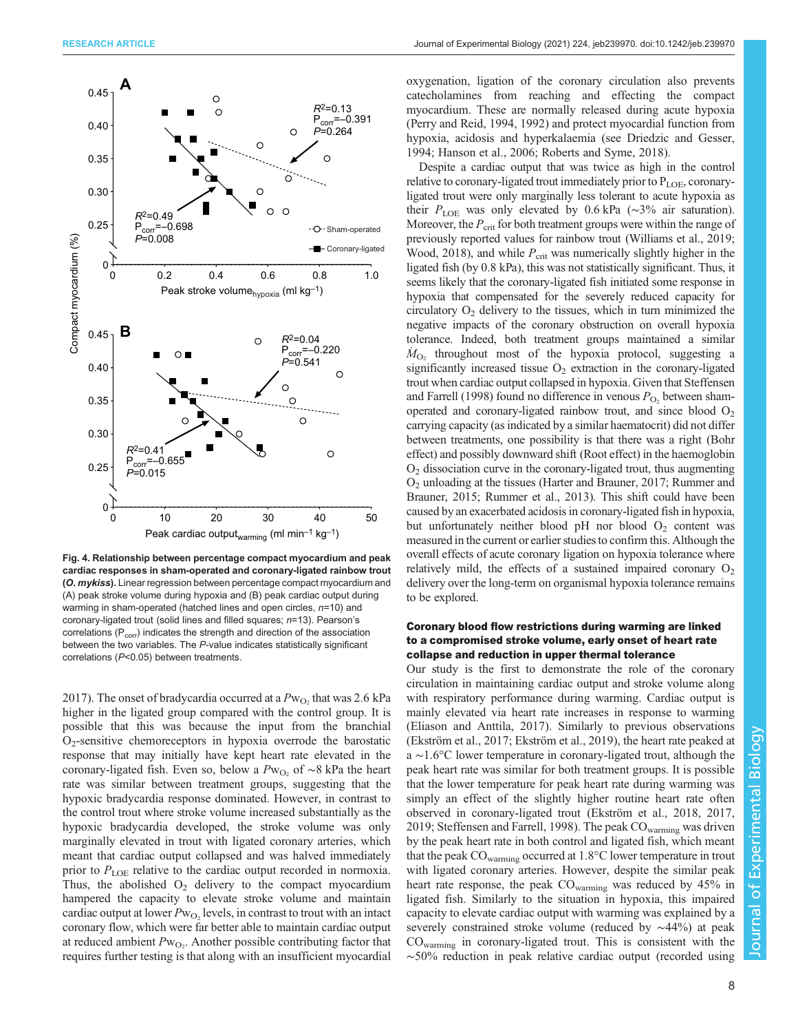**Fig. 4. Relationship between percentage compact myocardium and peak cardiac responses in sham-operated and coronary-ligated rainbow trout (*O. mykiss*).** Linear regression between percentage compact myocardium and (A) peak stroke volume during hypoxia and (B) peak cardiac output during warming in sham-operated (hatched lines and open circles, $n$=10) and coronary-ligated trout (solid lines and filled squares; $n$=13). Pearson's correlations ($P_{corr}$) indicates the strength and direction of the association between the two variables. The $P$-value indicates statistically significant correlations ($P$<0.05) between treatments.

2017). The onset of bradycardia occurred at a $Pw_{O_2}$ that was 2.6 kPa higher in the ligated group compared with the control group. It is possible that this was because the input from the branchial $O_2$-sensitive chemoreceptors in hypoxia overrode the barostatic response that may initially have kept heart rate elevated in the coronary-ligated fish. Even so, below a $Pw_{O_2}$ of ∼8 kPa the heart rate was similar between treatment groups, suggesting that the hypoxic bradycardia response dominated. However, in contrast to the control trout where stroke volume increased substantially as the hypoxic bradycardia developed, the stroke volume was only marginally elevated in trout with ligated coronary arteries, which meant that cardiac output collapsed and was halved immediately prior to $P_{LOE}$ relative to the cardiac output recorded in normoxia. Thus, the abolished $O_2$ delivery to the compact myocardium hampered the capacity to elevate stroke volume and maintain cardiac output at lower $Pw_{O_2}$ levels, in contrast to trout with an intact coronary flow, which were far better able to maintain cardiac output at reduced ambient $Pw_{O_2}$. Another possible contributing factor that requires further testing is that along with an insufficient myocardial oxygenation, ligation of the coronary circulation also prevents catecholamines from reaching and effecting the compact myocardium. These are normally released during acute hypoxia (Perry and Reid, 1994, 1992) and protect myocardial function from hypoxia, acidosis and hyperkalaemia (see Driedzic and Gesser, 1994; Hanson et al., 2006; Roberts and Syme, 2018).

Despite a cardiac output that was twice as high in the control relative to coronary-ligated trout immediately prior to $P_{LOE}$, coronary-ligated trout were only marginally less tolerant to acute hypoxia as their $P_{LOE}$ was only elevated by 0.6 kPa (∼3% air saturation). Moreover, the $P_{crit}$ for both treatment groups were within the range of previously reported values for rainbow trout (Williams et al., 2019; Wood, 2018), and while $P_{crit}$ was numerically slightly higher in the ligated fish (by 0.8 kPa), this was not statistically significant. Thus, it seems likely that the coronary-ligated fish initiated some response in hypoxia that compensated for the severely reduced capacity for circulatory $O_2$ delivery to the tissues, which in turn minimized the negative impacts of the coronary obstruction on overall hypoxia tolerance. Indeed, both treatment groups maintained a similar $\dot{M}_{O_2}$ throughout most of the hypoxia protocol, suggesting a significantly increased tissue $O_2$ extraction in the coronary-ligated trout when cardiac output collapsed in hypoxia. Given that Steffensen and Farrell (1998) found no difference in venous $P_{O_2}$ between sham-operated and coronary-ligated rainbow trout, and since blood $O_2$ carrying capacity (as indicated by a similar haematocrit) did not differ between treatments, one possibility is that there was a right (Bohr effect) and possibly downward shift (Root effect) in the haemoglobin $O_2$ dissociation curve in the coronary-ligated trout, thus augmenting $O_2$ unloading at the tissues (Harter and Brauner, 2017; Rummer and Brauner, 2015; Rummer et al., 2013). This shift could have been caused by an exacerbated acidosis in coronary-ligated fish in hypoxia, but unfortunately neither blood pH nor blood $O_2$ content was measured in the current or earlier studies to confirm this. Although the overall effects of acute coronary ligation on hypoxia tolerance where relatively mild, the effects of a sustained impaired coronary $O_2$ delivery over the long-term on organismal hypoxia tolerance remains to be explored.

### Coronary blood flow restrictions during warming are linked to a compromised stroke volume, early onset of heart rate collapse and reduction in upper thermal tolerance

Our study is the first to demonstrate the role of the coronary circulation in maintaining cardiac output and stroke volume along with respiratory performance during warming. Cardiac output is mainly elevated via heart rate increases in response to warming (Eliason and Anttila, 2017). Similarly to previous observations (Ekström et al., 2017; Ekström et al., 2019), the heart rate peaked at a ∼1.6°C lower temperature in coronary-ligated trout, although the peak heart rate was similar for both treatment groups. It is possible that the lower temperature for peak heart rate during warming was simply an effect of the slightly higher routine heart rate often observed in coronary-ligated trout (Ekström et al., 2018, 2017, 2019; Steffensen and Farrell, 1998). The peak $CO_{warming}$ was driven by the peak heart rate in both control and ligated fish, which meant that the peak $CO_{warming}$ occurred at 1.8°C lower temperature in trout with ligated coronary arteries. However, despite the similar peak heart rate response, the peak $CO_{warming}$ was reduced by 45% in ligated fish. Similarly to the situation in hypoxia, this impaired capacity to elevate cardiac output with warming was explained by a severely constrained stroke volume (reduced by ∼44%) at peak $CO_{warming}$ in coronary-ligated trout. This is consistent with the ∼50% reduction in peak relative cardiac output (recorded using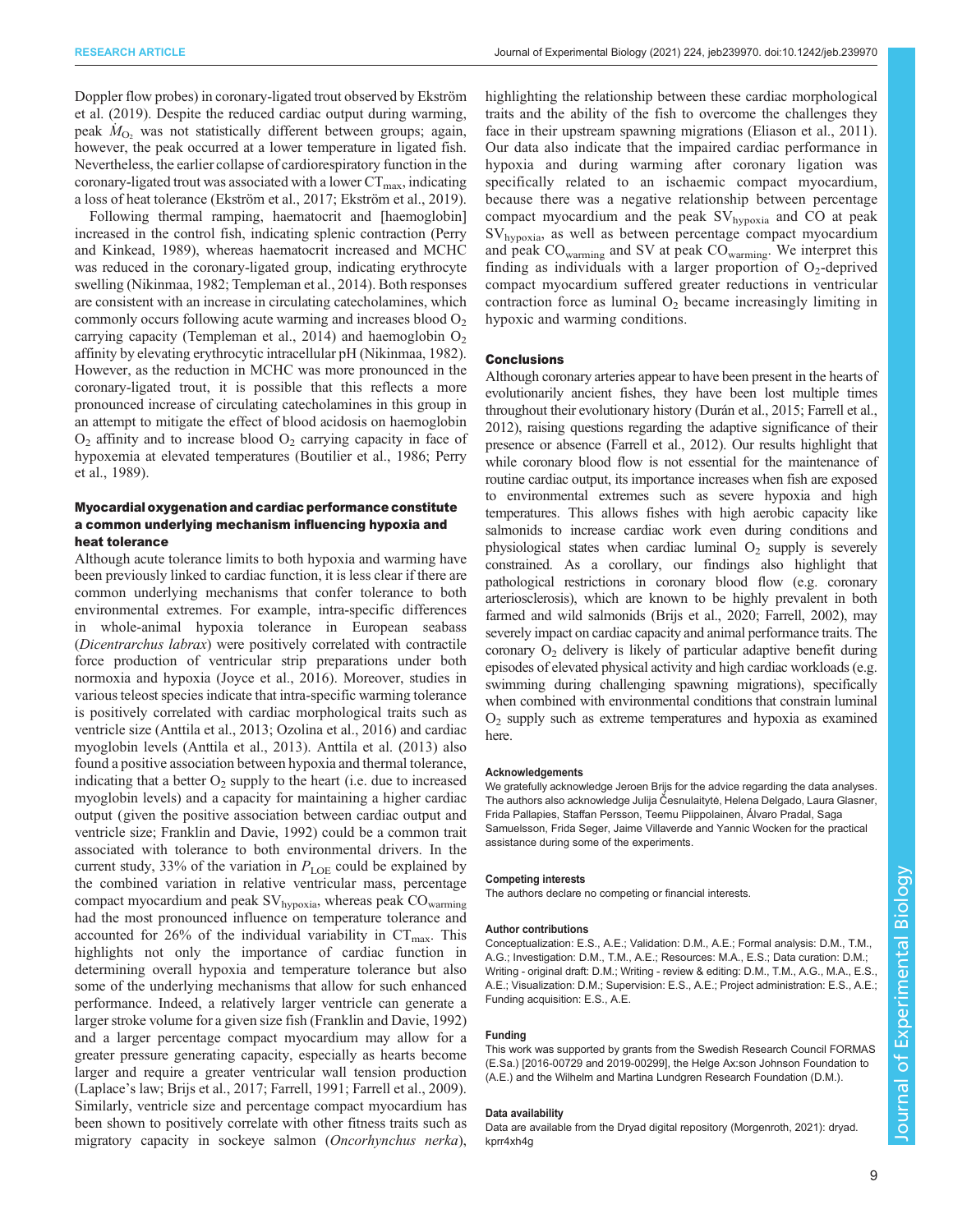Doppler flow probes) in coronary-ligated trout observed by Ekström et al. (2019). Despite the reduced cardiac output during warming, peak $\dot{M}_{O_2}$ was not statistically different between groups; again, however, the peak occurred at a lower temperature in ligated fish. Nevertheless, the earlier collapse of cardiorespiratory function in the coronary-ligated trout was associated with a lower $CT_{max}$, indicating a loss of heat tolerance (Ekström et al., 2017; Ekström et al., 2019).

Following thermal ramping, haematocrit and [haemoglobin] increased in the control fish, indicating splenic contraction (Perry and Kinkead, 1989), whereas haematocrit increased and MCHC was reduced in the coronary-ligated group, indicating erythrocyte swelling (Nikinmaa, 1982; Templeman et al., 2014). Both responses are consistent with an increase in circulating catecholamines, which commonly occurs following acute warming and increases blood $O_2$ carrying capacity (Templeman et al., 2014) and haemoglobin $O_2$ affinity by elevating erythrocytic intracellular pH (Nikinmaa, 1982). However, as the reduction in MCHC was more pronounced in the coronary-ligated trout, it is possible that this reflects a more pronounced increase of circulating catecholamines in this group in an attempt to mitigate the effect of blood acidosis on haemoglobin $O_2$ affinity and to increase blood $O_2$ carrying capacity in face of hypoxemia at elevated temperatures (Boutilier et al., 1986; Perry et al., 1989).

### Myocardial oxygenation and cardiac performance constitute a common underlying mechanism influencing hypoxia and heat tolerance

Although acute tolerance limits to both hypoxia and warming have been previously linked to cardiac function, it is less clear if there are common underlying mechanisms that confer tolerance to both environmental extremes. For example, intra-specific differences in whole-animal hypoxia tolerance in European seabass (*Dicentrarchus labrax*) were positively correlated with contractile force production of ventricular strip preparations under both normoxia and hypoxia (Joyce et al., 2016). Moreover, studies in various teleost species indicate that intra-specific warming tolerance is positively correlated with cardiac morphological traits such as ventricle size (Anttila et al., 2013; Ozolina et al., 2016) and cardiac myoglobin levels (Anttila et al., 2013). Anttila et al. (2013) also found a positive association between hypoxia and thermal tolerance, indicating that a better $O_2$ supply to the heart (i.e. due to increased myoglobin levels) and a capacity for maintaining a higher cardiac output (given the positive association between cardiac output and ventricle size; Franklin and Davie, 1992) could be a common trait associated with tolerance to both environmental drivers. In the current study, 33% of the variation in $P_{LOE}$ could be explained by the combined variation in relative ventricular mass, percentage compact myocardium and peak $SV_{hypoxia}$, whereas peak $CO_{warming}$ had the most pronounced influence on temperature tolerance and accounted for 26% of the individual variability in $CT_{max}$. This highlights not only the importance of cardiac function in determining overall hypoxia and temperature tolerance but also some of the underlying mechanisms that allow for such enhanced performance. Indeed, a relatively larger ventricle can generate a larger stroke volume for a given size fish (Franklin and Davie, 1992) and a larger percentage compact myocardium may allow for a greater pressure generating capacity, especially as hearts become larger and require a greater ventricular wall tension production (Laplace's law; Brijs et al., 2017; Farrell, 1991; Farrell et al., 2009). Similarly, ventricle size and percentage compact myocardium has been shown to positively correlate with other fitness traits such as migratory capacity in sockeye salmon (*Oncorhynchus nerka*), highlighting the relationship between these cardiac morphological traits and the ability of the fish to overcome the challenges they face in their upstream spawning migrations (Eliason et al., 2011). Our data also indicate that the impaired cardiac performance in hypoxia and during warming after coronary ligation was specifically related to an ischaemic compact myocardium, because there was a negative relationship between percentage compact myocardium and the peak $SV_{hypoxia}$ and CO at peak $SV_{hypoxia}$, as well as between percentage compact myocardium and peak $CO_{warming}$ and SV at peak $CO_{warming}$. We interpret this finding as individuals with a larger proportion of $O_2$-deprived compact myocardium suffered greater reductions in ventricular contraction force as luminal $O_2$ became increasingly limiting in hypoxic and warming conditions.

## Conclusions

Although coronary arteries appear to have been present in the hearts of evolutionarily ancient fishes, they have been lost multiple times throughout their evolutionary history (Durán et al., 2015; Farrell et al., 2012), raising questions regarding the adaptive significance of their presence or absence (Farrell et al., 2012). Our results highlight that while coronary blood flow is not essential for the maintenance of routine cardiac output, its importance increases when fish are exposed to environmental extremes such as severe hypoxia and high temperatures. This allows fishes with high aerobic capacity like salmonids to increase cardiac work even during conditions and physiological states when cardiac luminal $O_2$ supply is severely constrained. As a corollary, our findings also highlight that pathological restrictions in coronary blood flow (e.g. coronary arteriosclerosis), which are known to be highly prevalent in both farmed and wild salmonids (Brijs et al., 2020; Farrell, 2002), may severely impact on cardiac capacity and animal performance traits. The coronary $O_2$ delivery is likely of particular adaptive benefit during episodes of elevated physical activity and high cardiac workloads (e.g. swimming during challenging spawning migrations), specifically when combined with environmental conditions that constrain luminal $O_2$ supply such as extreme temperatures and hypoxia as examined here.

#### Acknowledgements

We gratefully acknowledge Jeroen Brijs for the advice regarding the data analyses. The authors also acknowledge Julija Česnulaitytė, Helena Delgado, Laura Glasner, Frida Pallapies, Staffan Persson, Teemu Piippolainen, Álvaro Pradal, Saga Samuelsson, Frida Seger, Jaime Villaverde and Yannic Wocken for the practical assistance during some of the experiments.

#### Competing interests

The authors declare no competing or financial interests.

#### Author contributions

Conceptualization: E.S., A.E.; Validation: D.M., A.E.; Formal analysis: D.M., T.M., A.G.; Investigation: D.M., T.M., A.E.; Resources: M.A., E.S.; Data curation: D.M.; Writing - original draft: D.M.; Writing - review & editing: D.M., T.M., A.G., M.A., E.S., A.E.; Visualization: D.M.; Supervision: E.S., A.E.; Project administration: E.S., A.E.; Funding acquisition: E.S., A.E.

#### Funding

This work was supported by grants from the Swedish Research Council FORMAS (E.Sa.) [2016-00729 and 2019-00299], the Helge Ax:son Johnson Foundation to (A.E.) and the Wilhelm and Martina Lundgren Research Foundation (D.M.).

#### Data availability

Data are available from the Dryad digital repository (Morgenroth, 2021): dryad.kprr4xh4g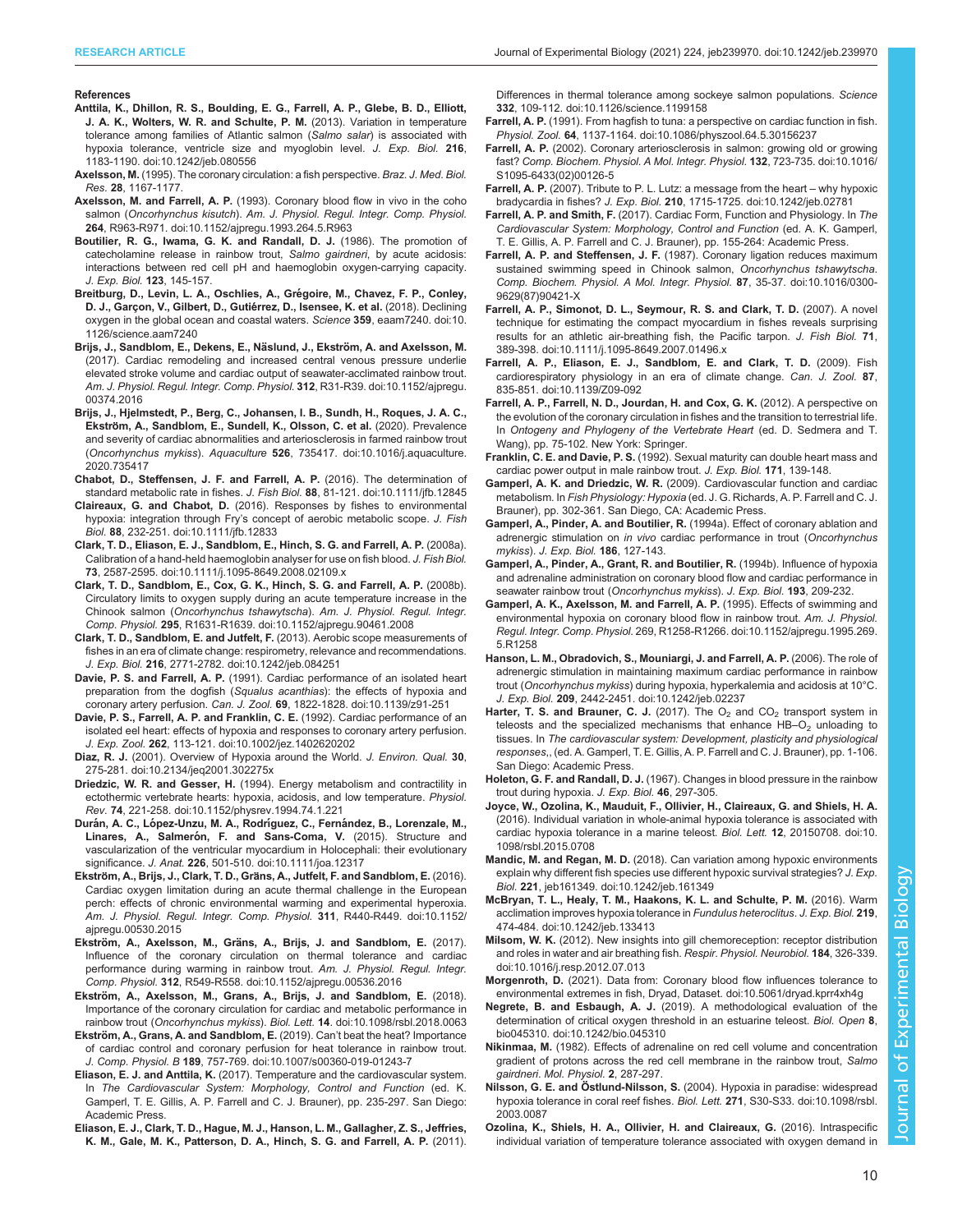## References

**Anttila, K., Dhillon, R. S., Boulding, E. G., Farrell, A. P., Glebe, B. D., Elliott, J. A. K., Wolters, W. R. and Schulte, P. M.** (2013). Variation in temperature tolerance among families of Atlantic salmon (*Salmo salar*) is associated with hypoxia tolerance, ventricle size and myoglobin level. *J. Exp. Biol.* **216**, 1183-1190. doi:10.1242/jeb.080556

**Axelsson, M.** (1995). The coronary circulation: a fish perspective. *Braz. J. Med. Biol. Res.* **28**, 1167-1177.

**Axelsson, M. and Farrell, A. P.** (1993). Coronary blood flow in vivo in the coho salmon (*Oncorhynchus kisutch*). *Am. J. Physiol. Regul. Integr. Comp. Physiol.* **264**, R963-R971. doi:10.1152/ajpregu.1993.264.5.R963

**Boutilier, R. G., Iwama, G. K. and Randall, D. J.** (1986). The promotion of catecholamine release in rainbow trout, *Salmo gairdneri*, by acute acidosis: interactions between red cell pH and haemoglobin oxygen-carrying capacity. *J. Exp. Biol.* **123**, 145-157.

**Breitburg, D., Levin, L. A., Oschlies, A., Grégoire, M., Chavez, F. P., Conley, D. J., Garçon, V., Gilbert, D., Gutiérrez, D., Isensee, K. et al.** (2018). Declining oxygen in the global ocean and coastal waters. *Science* **359**, eaam7240. doi:10.1126/science.aam7240

**Brijs, J., Sandblom, E., Dekens, E., Näslund, J., Ekström, A. and Axelsson, M.** (2017). Cardiac remodeling and increased central venous pressure underlie elevated stroke volume and cardiac output of seawater-acclimated rainbow trout. *Am. J. Physiol. Regul. Integr. Comp. Physiol.* **312**, R31-R39. doi:10.1152/ajpregu.00374.2016

**Brijs, J., Hjelmstedt, P., Berg, C., Johansen, I. B., Sundh, H., Roques, J. A. C., Ekström, A., Sandblom, E., Sundell, K., Olsson, C. et al.** (2020). Prevalence and severity of cardiac abnormalities and arteriosclerosis in farmed rainbow trout (*Oncorhynchus mykiss*). *Aquaculture* **526**, 735417. doi:10.1016/j.aquaculture.2020.735417

**Chabot, D., Steffensen, J. F. and Farrell, A. P.** (2016). The determination of standard metabolic rate in fishes. *J. Fish Biol.* **88**, 81-121. doi:10.1111/jfb.12845

**Claireaux, G. and Chabot, D.** (2016). Responses by fishes to environmental hypoxia: integration through Fry's concept of aerobic metabolic scope. *J. Fish Biol.* **88**, 232-251. doi:10.1111/jfb.12833

**Clark, T. D., Eliason, E. J., Sandblom, E., Hinch, S. G. and Farrell, A. P.** (2008a). Calibration of a hand-held haemoglobin analyser for use on fish blood. *J. Fish Biol.* **73**, 2587-2595. doi:10.1111/j.1095-8649.2008.02109.x

**Clark, T. D., Sandblom, E., Cox, G. K., Hinch, S. G. and Farrell, A. P.** (2008b). Circulatory limits to oxygen supply during an acute temperature increase in the Chinook salmon (*Oncorhynchus tshawytscha*). *Am. J. Physiol. Regul. Integr. Comp. Physiol.* **295**, R1631-R1639. doi:10.1152/ajpregu.90461.2008

**Clark, T. D., Sandblom, E. and Jutfelt, F.** (2013). Aerobic scope measurements of fishes in an era of climate change: respirometry, relevance and recommendations. *J. Exp. Biol.* **216**, 2771-2782. doi:10.1242/jeb.084251

**Davie, P. S. and Farrell, A. P.** (1991). Cardiac performance of an isolated heart preparation from the dogfish (*Squalus acanthias*): the effects of hypoxia and coronary artery perfusion. *Can. J. Zool.* **69**, 1822-1828. doi:10.1139/z91-251

**Davie, P. S., Farrell, A. P. and Franklin, C. E.** (1992). Cardiac performance of an isolated eel heart: effects of hypoxia and responses to coronary artery perfusion. *J. Exp. Zool.* **262**, 113-121. doi:10.1002/jez.1402620202

**Diaz, R. J.** (2001). Overview of Hypoxia around the World. *J. Environ. Qual.* **30**, 275-281. doi:10.2134/jeq2001.302275x

**Driedzic, W. R. and Gesser, H.** (1994). Energy metabolism and contractility in ectothermic vertebrate hearts: hypoxia, acidosis, and low temperature. *Physiol. Rev.* **74**, 221-258. doi:10.1152/physrev.1994.74.1.221

**Durán, A. C., López-Unzu, M. A., Rodríguez, C., Fernández, B., Lorenzale, M., Linares, A., Salmerón, F. and Sans-Coma, V.** (2015). Structure and vascularization of the ventricular myocardium in Holocephali: their evolutionary significance. *J. Anat.* **226**, 501-510. doi:10.1111/joa.12317

**Ekström, A., Brijs, J., Clark, T. D., Gräns, A., Jutfelt, F. and Sandblom, E.** (2016). Cardiac oxygen limitation during an acute thermal challenge in the European perch: effects of chronic environmental warming and experimental hyperoxia. *Am. J. Physiol. Regul. Integr. Comp. Physiol.* **311**, R440-R449. doi:10.1152/ajpregu.00530.2015

**Ekström, A., Axelsson, M., Gräns, A., Brijs, J. and Sandblom, E.** (2017). Influence of the coronary circulation on thermal tolerance and cardiac performance during warming in rainbow trout. *Am. J. Physiol. Regul. Integr. Comp. Physiol.* **312**, R549-R558. doi:10.1152/ajpregu.00536.2016

**Ekström, A., Axelsson, M., Grans, A., Brijs, J. and Sandblom, E.** (2018). Importance of the coronary circulation for cardiac and metabolic performance in rainbow trout (*Oncorhynchus mykiss*). *Biol. Lett.* **14**. doi:10.1098/rsbl.2018.0063

**Ekström, A., Grans, A. and Sandblom, E.** (2019). Can't beat the heat? Importance of cardiac control and coronary perfusion for heat tolerance in rainbow trout. *J. Comp. Physiol. B* **189**, 757-769. doi:10.1007/s00360-019-01243-7

**Eliason, E. J. and Anttila, K.** (2017). Temperature and the cardiovascular system. In *The Cardiovascular System: Morphology, Control and Function* (ed. K. Gamperl, T. E. Gillis, A. P. Farrell and C. J. Brauner), pp. 235-297. San Diego: Academic Press.

**Eliason, E. J., Clark, T. D., Hague, M. J., Hanson, L. M., Gallagher, Z. S., Jeffries, K. M., Gale, M. K., Patterson, D. A., Hinch, S. G. and Farrell, A. P.** (2011). Differences in thermal tolerance among sockeye salmon populations. *Science* **332**, 109-112. doi:10.1126/science.1199158

**Farrell, A. P.** (1991). From hagfish to tuna: a perspective on cardiac function in fish. *Physiol. Zool.* **64**, 1137-1164. doi:10.1086/physzool.64.5.30156237

**Farrell, A. P.** (2002). Coronary arteriosclerosis in salmon: growing old or growing fast? *Comp. Biochem. Physiol. A Mol. Integr. Physiol.* **132**, 723-735. doi:10.1016/S1095-6433(02)00126-5

**Farrell, A. P.** (2007). Tribute to P. L. Lutz: a message from the heart – why hypoxic bradycardia in fishes? *J. Exp. Biol.* **210**, 1715-1725. doi:10.1242/jeb.02781

**Farrell, A. P. and Smith, F.** (2017). Cardiac Form, Function and Physiology. In *The Cardiovascular System: Morphology, Control and Function* (ed. A. K. Gamperl, T. E. Gillis, A. P. Farrell and C. J. Brauner), pp. 155-264: Academic Press.

**Farrell, A. P. and Steffensen, J. F.** (1987). Coronary ligation reduces maximum sustained swimming speed in Chinook salmon, *Oncorhynchus tshawytscha*. *Comp. Biochem. Physiol. A Mol. Integr. Physiol.* **87**, 35-37. doi:10.1016/0300-9629(87)90421-X

**Farrell, A. P., Simonot, D. L., Seymour, R. S. and Clark, T. D.** (2007). A novel technique for estimating the compact myocardium in fishes reveals surprising results for an athletic air-breathing fish, the Pacific tarpon. *J. Fish Biol.* **71**, 389-398. doi:10.1111/j.1095-8649.2007.01496.x

**Farrell, A. P., Eliason, E. J., Sandblom, E. and Clark, T. D.** (2009). Fish cardiorespiratory physiology in an era of climate change. *Can. J. Zool.* **87**, 835-851. doi:10.1139/Z09-092

**Farrell, A. P., Farrell, N. D., Jourdan, H. and Cox, G. K.** (2012). A perspective on the evolution of the coronary circulation in fishes and the transition to terrestrial life. In *Ontogeny and Phylogeny of the Vertebrate Heart* (ed. D. Sedmera and T. Wang), pp. 75-102. New York: Springer.

**Franklin, C. E. and Davie, P. S.** (1992). Sexual maturity can double heart mass and cardiac power output in male rainbow trout. *J. Exp. Biol.* **171**, 139-148.

**Gamperl, A. K. and Driedzic, W. R.** (2009). Cardiovascular function and cardiac metabolism. In *Fish Physiology: Hypoxia* (ed. J. G. Richards, A. P. Farrell and C. J. Brauner), pp. 302-361. San Diego, CA: Academic Press.

**Gamperl, A., Pinder, A. and Boutilier, R.** (1994a). Effect of coronary ablation and adrenergic stimulation on *in vivo* cardiac performance in trout (*Oncorhynchus mykiss*). *J. Exp. Biol.* **186**, 127-143.

**Gamperl, A., Pinder, A., Grant, R. and Boutilier, R.** (1994b). Influence of hypoxia and adrenaline administration on coronary blood flow and cardiac performance in seawater rainbow trout (*Oncorhynchus mykiss*). *J. Exp. Biol.* **193**, 209-232.

**Gamperl, A. K., Axelsson, M. and Farrell, A. P.** (1995). Effects of swimming and environmental hypoxia on coronary blood flow in rainbow trout. *Am. J. Physiol. Regul. Integr. Comp. Physiol.* 269, R1258-R1266. doi:10.1152/ajpregu.1995.269.5.R1258

**Hanson, L. M., Obradovich, S., Mouniargi, J. and Farrell, A. P.** (2006). The role of adrenergic stimulation in maintaining maximum cardiac performance in rainbow trout (*Oncorhynchus mykiss*) during hypoxia, hyperkalemia and acidosis at 10°C. *J. Exp. Biol.* **209**, 2442-2451. doi:10.1242/jeb.02237

**Harter, T. S. and Brauner, C. J.** (2017). The $O_2$ and $CO_2$ transport system in teleosts and the specialized mechanisms that enhance Hb–$O_2$ unloading to tissues. In *The cardiovascular system: Development, plasticity and physiological responses*, (ed. A. Gamperl, T. E. Gillis, A. P. Farrell and C. J. Brauner), pp. 1-106. San Diego: Academic Press.

**Holeton, G. F. and Randall, D. J.** (1967). Changes in blood pressure in the rainbow trout during hypoxia. *J. Exp. Biol.* **46**, 297-305.

**Joyce, W., Ozolina, K., Mauduit, F., Ollivier, H., Claireaux, G. and Shiels, H. A.** (2016). Individual variation in whole-animal hypoxia tolerance is associated with cardiac hypoxia tolerance in a marine teleost. *Biol. Lett.* **12**, 20150708. doi:10.1098/rsbl.2015.0708

**Mandic, M. and Regan, M. D.** (2018). Can variation among hypoxic environments explain why different fish species use different hypoxic survival strategies? *J. Exp. Biol.* **221**, jeb161349. doi:10.1242/jeb.161349

**McBryan, T. L., Healy, T. M., Haakons, K. L. and Schulte, P. M.** (2016). Warm acclimation improves hypoxia tolerance in *Fundulus heteroclitus*. *J. Exp. Biol.* **219**, 474-484. doi:10.1242/jeb.133413

**Milsom, W. K.** (2012). New insights into gill chemoreception: receptor distribution and roles in water and air breathing fish. *Respir. Physiol. Neurobiol.* **184**, 326-339. doi:10.1016/j.resp.2012.07.013

**Morgenroth, D.** (2021). Data from: Coronary blood flow influences tolerance to environmental extremes in fish, Dryad, Dataset. doi:10.5061/dryad.kprr4xh4g

**Negrete, B. and Esbaugh, A. J.** (2019). A methodological evaluation of the determination of critical oxygen threshold in an estuarine teleost. *Biol. Open* **8**, bio045310. doi:10.1242/bio.045310

**Nikinmaa, M.** (1982). Effects of adrenaline on red cell volume and concentration gradient of protons across the red cell membrane in the rainbow trout, *Salmo gairdneri*. *Mol. Physiol.* **2**, 287-297.

**Nilsson, G. E. and Östlund-Nilsson, S.** (2004). Hypoxia in paradise: widespread hypoxia tolerance in coral reef fishes. *Biol. Lett.* **271**, S30-S33. doi:10.1098/rsbl.2003.0087

**Ozolina, K., Shiels, H. A., Ollivier, H. and Claireaux, G.** (2016). Intraspecific individual variation of temperature tolerance associated with oxygen demand in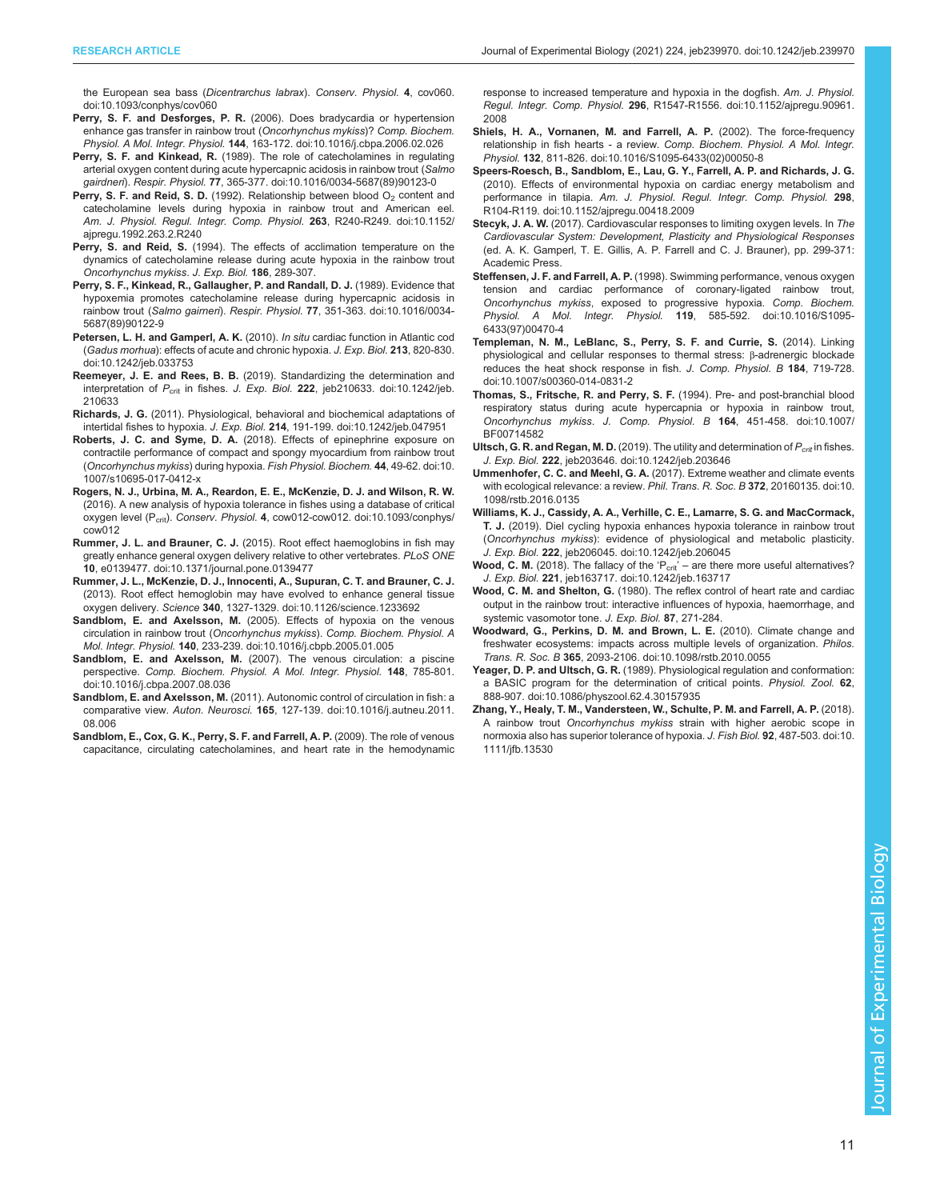the European sea bass (*Dicentrarchus labrax*). *Conserv. Physiol.* **4**, cov060. doi:10.1093/conphys/cov060

**Perry, S. F. and Desforges, P. R.** (2006). Does bradycardia or hypertension enhance gas transfer in rainbow trout (*Oncorhynchus mykiss*)? *Comp. Biochem. Physiol. A Mol. Integr. Physiol.* **144**, 163-172. doi:10.1016/j.cbpa.2006.02.026

**Perry, S. F. and Kinkead, R.** (1989). The role of catecholamines in regulating arterial oxygen content during acute hypercapnic acidosis in rainbow trout (*Salmo gairdneri*). *Respir. Physiol.* **77**, 365-377. doi:10.1016/0034-5687(89)90123-0

**Perry, S. F. and Reid, S. D.** (1992). Relationship between blood $O_2$ content and catecholamine levels during hypoxia in rainbow trout and American eel. *Am. J. Physiol. Regul. Integr. Comp. Physiol.* **263**, R240-R249. doi:10.1152/ajpregu.1992.263.2.R240

**Perry, S. and Reid, S.** (1994). The effects of acclimation temperature on the dynamics of catecholamine release during acute hypoxia in the rainbow trout *Oncorhynchus mykiss*. *J. Exp. Biol.* **186**, 289-307.

**Perry, S. F., Kinkead, R., Gallaugher, P. and Randall, D. J.** (1989). Evidence that hypoxemia promotes catecholamine release during hypercapnic acidosis in rainbow trout (*Salmo gairneri*). *Respir. Physiol.* **77**, 351-363. doi:10.1016/0034-5687(89)90122-9

**Petersen, L. H. and Gamperl, A. K.** (2010). *In situ* cardiac function in Atlantic cod (*Gadus morhua*): effects of acute and chronic hypoxia. *J. Exp. Biol.* **213**, 820-830. doi:10.1242/jeb.033753

**Reemeyer, J. E. and Rees, B. B.** (2019). Standardizing the determination and interpretation of $P_{crit}$ in fishes. *J. Exp. Biol.* **222**, jeb210633. doi:10.1242/jeb.210633

**Richards, J. G.** (2011). Physiological, behavioral and biochemical adaptations of intertidal fishes to hypoxia. *J. Exp. Biol.* **214**, 191-199. doi:10.1242/jeb.047951

**Roberts, J. C. and Syme, D. A.** (2018). Effects of epinephrine exposure on contractile performance of compact and spongy myocardium from rainbow trout (*Oncorhynchus mykiss*) during hypoxia. *Fish Physiol. Biochem.* **44**, 49-62. doi:10.1007/s10695-017-0412-x

**Rogers, N. J., Urbina, M. A., Reardon, E. E., McKenzie, D. J. and Wilson, R. W.** (2016). A new analysis of hypoxia tolerance in fishes using a database of critical oxygen level ($P_{crit}$). *Conserv. Physiol.* **4**, cow012-cow012. doi:10.1093/conphys/cow012

**Rummer, J. L. and Brauner, C. J.** (2015). Root effect haemoglobins in fish may greatly enhance general oxygen delivery relative to other vertebrates. *PLoS ONE* **10**, e0139477. doi:10.1371/journal.pone.0139477

**Rummer, J. L., McKenzie, D. J., Innocenti, A., Supuran, C. T. and Brauner, C. J.** (2013). Root effect hemoglobin may have evolved to enhance general tissue oxygen delivery. *Science* **340**, 1327-1329. doi:10.1126/science.1233692

**Sandblom, E. and Axelsson, M.** (2005). Effects of hypoxia on the venous circulation in rainbow trout (*Oncorhynchus mykiss*). *Comp. Biochem. Physiol. A Mol. Integr. Physiol.* **140**, 233-239. doi:10.1016/j.cbpb.2005.01.005

**Sandblom, E. and Axelsson, M.** (2007). The venous circulation: a piscine perspective. *Comp. Biochem. Physiol. A Mol. Integr. Physiol.* **148**, 785-801. doi:10.1016/j.cbpa.2007.08.036

**Sandblom, E. and Axelsson, M.** (2011). Autonomic control of circulation in fish: a comparative view. *Auton. Neurosci.* **165**, 127-139. doi:10.1016/j.autneu.2011.08.006

**Sandblom, E., Cox, G. K., Perry, S. F. and Farrell, A. P.** (2009). The role of venous capacitance, circulating catecholamines, and heart rate in the hemodynamic response to increased temperature and hypoxia in the dogfish. *Am. J. Physiol. Regul. Integr. Comp. Physiol.* **296**, R1547-R1556. doi:10.1152/ajpregu.90961.2008

**Shiels, H. A., Vornanen, M. and Farrell, A. P.** (2002). The force-frequency relationship in fish hearts - a review. *Comp. Biochem. Physiol. A Mol. Integr. Physiol.* **132**, 811-826. doi:10.1016/S1095-6433(02)00050-8

**Speers-Roesch, B., Sandblom, E., Lau, G. Y., Farrell, A. P. and Richards, J. G.** (2010). Effects of environmental hypoxia on cardiac energy metabolism and performance in tilapia. *Am. J. Physiol. Regul. Integr. Comp. Physiol.* **298**, R104-R119. doi:10.1152/ajpregu.00418.2009

**Stecyk, J. A. W.** (2017). Cardiovascular responses to limiting oxygen levels. In *The Cardiovascular System: Development, Plasticity and Physiological Responses* (ed. A. K. Gamperl, T. E. Gillis, A. P. Farrell and C. J. Brauner), pp. 299-371: Academic Press.

**Steffensen, J. F. and Farrell, A. P.** (1998). Swimming performance, venous oxygen tension and cardiac performance of coronary-ligated rainbow trout, *Oncorhynchus mykiss*, exposed to progressive hypoxia. *Comp. Biochem. Physiol. A Mol. Integr. Physiol.* **119**, 585-592. doi:10.1016/S1095-6433(97)00470-4

**Templeman, N. M., LeBlanc, S., Perry, S. F. and Currie, S.** (2014). Linking physiological and cellular responses to thermal stress: β-adrenergic blockade reduces the heat shock response in fish. *J. Comp. Physiol. B* **184**, 719-728. doi:10.1007/s00360-014-0831-2

**Thomas, S., Fritsche, R. and Perry, S. F.** (1994). Pre- and post-branchial blood respiratory status during acute hypercapnia or hypoxia in rainbow trout, *Oncorhynchus mykiss*. *J. Comp. Physiol. B* **164**, 451-458. doi:10.1007/BF00714582

**Ultsch, G. R. and Regan, M. D.** (2019). The utility and determination of $P_{crit}$ in fishes. *J. Exp. Biol.* **222**, jeb203646. doi:10.1242/jeb.203646

**Ummenhofer, C. C. and Meehl, G. A.** (2017). Extreme weather and climate events with ecological relevance: a review. *Phil. Trans. R. Soc. B* **372**, 20160135. doi:10.1098/rstb.2016.0135

**Williams, K. J., Cassidy, A. A., Verhille, C. E., Lamarre, S. G. and MacCormack, T. J.** (2019). Diel cycling hypoxia enhances hypoxia tolerance in rainbow trout (*Oncorhynchus mykiss*): evidence of physiological and metabolic plasticity. *J. Exp. Biol.* **222**, jeb206045. doi:10.1242/jeb.206045

**Wood, C. M.** (2018). The fallacy of the '$P_{crit}$' – are there more useful alternatives? *J. Exp. Biol.* **221**, jeb163717. doi:10.1242/jeb.163717

**Wood, C. M. and Shelton, G.** (1980). The reflex control of heart rate and cardiac output in the rainbow trout: interactive influences of hypoxia, haemorrhage, and systemic vasomotor tone. *J. Exp. Biol.* **87**, 271-284.

**Woodward, G., Perkins, D. M. and Brown, L. E.** (2010). Climate change and freshwater ecosystems: impacts across multiple levels of organization. *Philos. Trans. R. Soc. B* **365**, 2093-2106. doi:10.1098/rstb.2010.0055

**Yeager, D. P. and Ultsch, G. R.** (1989). Physiological regulation and conformation: a BASIC program for the determination of critical points. *Physiol. Zool.* **62**, 888-907. doi:10.1086/physzool.62.4.30157935

**Zhang, Y., Healy, T. M., Vandersteen, W., Schulte, P. M. and Farrell, A. P.** (2018). A rainbow trout *Oncorhynchus mykiss* strain with higher aerobic scope in normoxia also has superior tolerance of hypoxia. *J. Fish Biol.* **92**, 487-503. doi:10.1111/jfb.13530